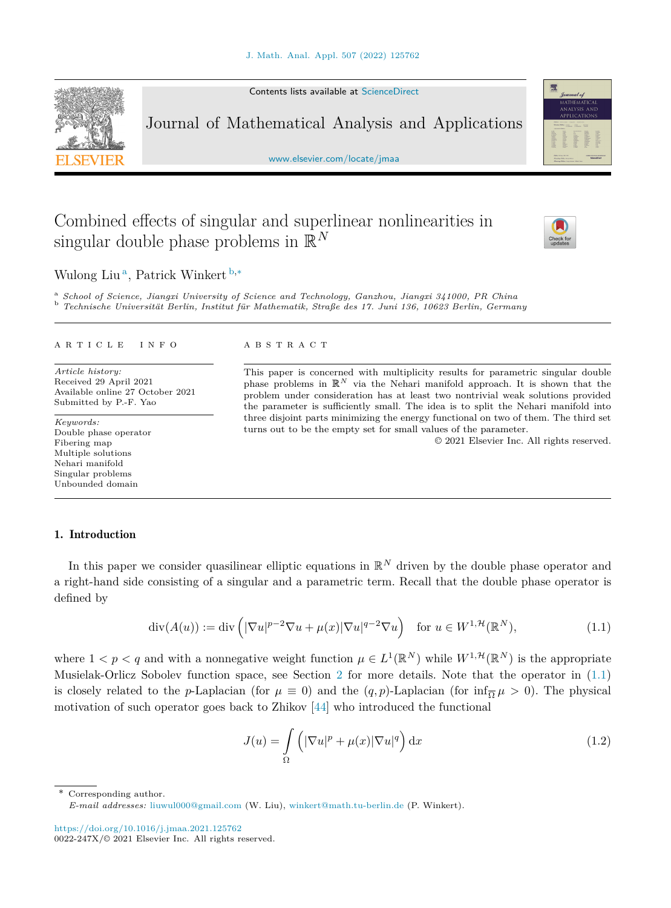# Combined effects of singular and superlinear nonlinearities in singular double phase problems in $\mathbb{R}^N$

Wulong Liu [a], Patrick Winkert [b,*]

[a] *School of Science, Jiangxi University of Science and Technology, Ganzhou, Jiangxi 341000, PR China*
[b] *Technische Universität Berlin, Institut für Mathematik, Straße des 17. Juni 136, 10623 Berlin, Germany*

ARTICLE INFO

*Article history:*
Received 29 April 2021
Available online 27 October 2021
Submitted by P.-F. Yao

*Keywords:*
Double phase operator
Fibering map
Multiple solutions
Nehari manifold
Singular problems
Unbounded domain

ABSTRACT

This paper is concerned with multiplicity results for parametric singular double phase problems in $\mathbb{R}^N$ via the Nehari manifold approach. It is shown that the problem under consideration has at least two nontrivial weak solutions provided the parameter is sufficiently small. The idea is to split the Nehari manifold into three disjoint parts minimizing the energy functional on two of them. The third set turns out to be the empty set for small values of the parameter.

© 2021 Elsevier Inc. All rights reserved.

## 1. Introduction

In this paper we consider quasilinear elliptic equations in $\mathbb{R}^N$ driven by the double phase operator and a right-hand side consisting of a singular and a parametric term. Recall that the double phase operator is defined by

$$\operatorname{div}(A(u)) := \operatorname{div}\left(|\nabla u|^{p-2}\nabla u + \mu(x)|\nabla u|^{q-2}\nabla u\right) \quad \text{for } u \in W^{1,\mathcal{H}}(\mathbb{R}^N), \tag{1.1}$$

where $1 < p < q$ and with a nonnegative weight function $\mu \in L^1(\mathbb{R}^N)$ while $W^{1,\mathcal{H}}(\mathbb{R}^N)$ is the appropriate Musielak-Orlicz Sobolev function space, see Section 2 for more details. Note that the operator in (1.1) is closely related to the $p$-Laplacian (for $\mu \equiv 0$) and the $(q,p)$-Laplacian (for $\inf_{\overline{\Omega}} \mu > 0$). The physical motivation of such operator goes back to Zhikov [44] who introduced the functional

$$J(u) = \int_\Omega \left(|\nabla u|^p + \mu(x)|\nabla u|^q\right) \mathrm{d}x \tag{1.2}$$

\* Corresponding author.
*E-mail addresses:* liuwul000@gmail.com (W. Liu), winkert@math.tu-berlin.de (P. Winkert).

https://doi.org/10.1016/j.jmaa.2021.125762
0022-247X/© 2021 Elsevier Inc. All rights reserved.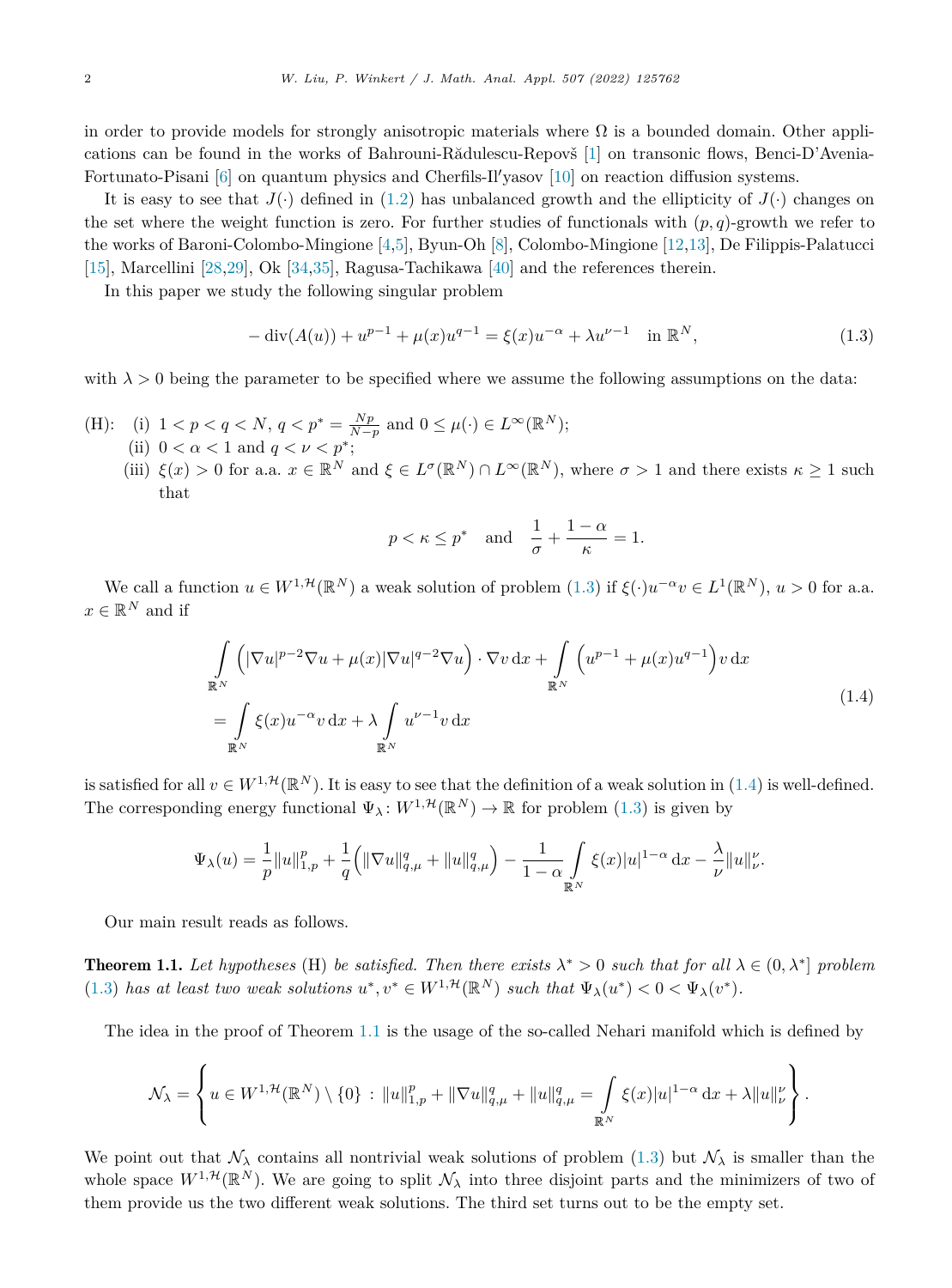in order to provide models for strongly anisotropic materials where $\Omega$ is a bounded domain. Other applications can be found in the works of Bahrouni-Rădulescu-Repovš [1] on transonic flows, Benci-D'Avenia-Fortunato-Pisani [6] on quantum physics and Cherfils-Il'yasov [10] on reaction diffusion systems.

It is easy to see that $J(\cdot)$ defined in (1.2) has unbalanced growth and the ellipticity of $J(\cdot)$ changes on the set where the weight function is zero. For further studies of functionals with $(p, q)$-growth we refer to the works of Baroni-Colombo-Mingione [4,5], Byun-Oh [8], Colombo-Mingione [12,13], De Filippis-Palatucci [15], Marcellini [28,29], Ok [34,35], Ragusa-Tachikawa [40] and the references therein.

In this paper we study the following singular problem

$$
-\operatorname{div}(A(u)) + u^{p-1} + \mu(x)u^{q-1} = \xi(x)u^{-\alpha} + \lambda u^{\nu-1} \quad \text{in } \mathbb{R}^N, \tag{1.3}
$$

with $\lambda > 0$ being the parameter to be specified where we assume the following assumptions on the data:

(H): (i) $1 < p < q < N$, $q < p^* = \frac{Np}{N-p}$ and $0 \leq \mu(\cdot) \in L^\infty(\mathbb{R}^N)$;
(ii) $0 < \alpha < 1$ and $q < \nu < p^*$;
(iii) $\xi(x) > 0$ for a.a. $x \in \mathbb{R}^N$ and $\xi \in L^\sigma(\mathbb{R}^N) \cap L^\infty(\mathbb{R}^N)$, where $\sigma > 1$ and there exists $\kappa \geq 1$ such that

$$
p < \kappa \leq p^* \quad \text{and} \quad \frac{1}{\sigma} + \frac{1-\alpha}{\kappa} = 1.
$$

We call a function $u \in W^{1,\mathcal{H}}(\mathbb{R}^N)$ a weak solution of problem (1.3) if $\xi(\cdot)u^{-\alpha}v \in L^1(\mathbb{R}^N)$, $u > 0$ for a.a. $x \in \mathbb{R}^N$ and if

$$
\begin{aligned}
&\int_{\mathbb{R}^N} \left(|\nabla u|^{p-2}\nabla u + \mu(x)|\nabla u|^{q-2}\nabla u\right) \cdot \nabla v \,\mathrm{d}x + \int_{\mathbb{R}^N} \left(u^{p-1} + \mu(x)u^{q-1}\right) v \,\mathrm{d}x \\
&= \int_{\mathbb{R}^N} \xi(x)u^{-\alpha}v \,\mathrm{d}x + \lambda \int_{\mathbb{R}^N} u^{\nu-1}v \,\mathrm{d}x
\end{aligned} \tag{1.4}
$$

is satisfied for all $v \in W^{1,\mathcal{H}}(\mathbb{R}^N)$. It is easy to see that the definition of a weak solution in (1.4) is well-defined. The corresponding energy functional $\Psi_\lambda \colon W^{1,\mathcal{H}}(\mathbb{R}^N) \to \mathbb{R}$ for problem (1.3) is given by

$$
\Psi_\lambda(u) = \frac{1}{p}\|u\|_{1,p}^p + \frac{1}{q}\left(\|\nabla u\|_{q,\mu}^q + \|u\|_{q,\mu}^q\right) - \frac{1}{1-\alpha}\int_{\mathbb{R}^N} \xi(x)|u|^{1-\alpha}\,\mathrm{d}x - \frac{\lambda}{\nu}\|u\|_\nu^\nu.
$$

Our main result reads as follows.

**Theorem 1.1.** *Let hypotheses* (H) *be satisfied. Then there exists $\lambda^* > 0$ such that for all $\lambda \in (0, \lambda^*]$ problem* (1.3) *has at least two weak solutions $u^*, v^* \in W^{1,\mathcal{H}}(\mathbb{R}^N)$ such that $\Psi_\lambda(u^*) < 0 < \Psi_\lambda(v^*)$.*

The idea in the proof of Theorem 1.1 is the usage of the so-called Nehari manifold which is defined by

$$
\mathcal{N}_\lambda = \left\{ u \in W^{1,\mathcal{H}}(\mathbb{R}^N) \setminus \{0\} \,:\, \|u\|_{1,p}^p + \|\nabla u\|_{q,\mu}^q + \|u\|_{q,\mu}^q = \int_{\mathbb{R}^N} \xi(x)|u|^{1-\alpha}\,\mathrm{d}x + \lambda\|u\|_\nu^\nu \right\}.
$$

We point out that $\mathcal{N}_\lambda$ contains all nontrivial weak solutions of problem (1.3) but $\mathcal{N}_\lambda$ is smaller than the whole space $W^{1,\mathcal{H}}(\mathbb{R}^N)$. We are going to split $\mathcal{N}_\lambda$ into three disjoint parts and the minimizers of two of them provide us the two different weak solutions. The third set turns out to be the empty set.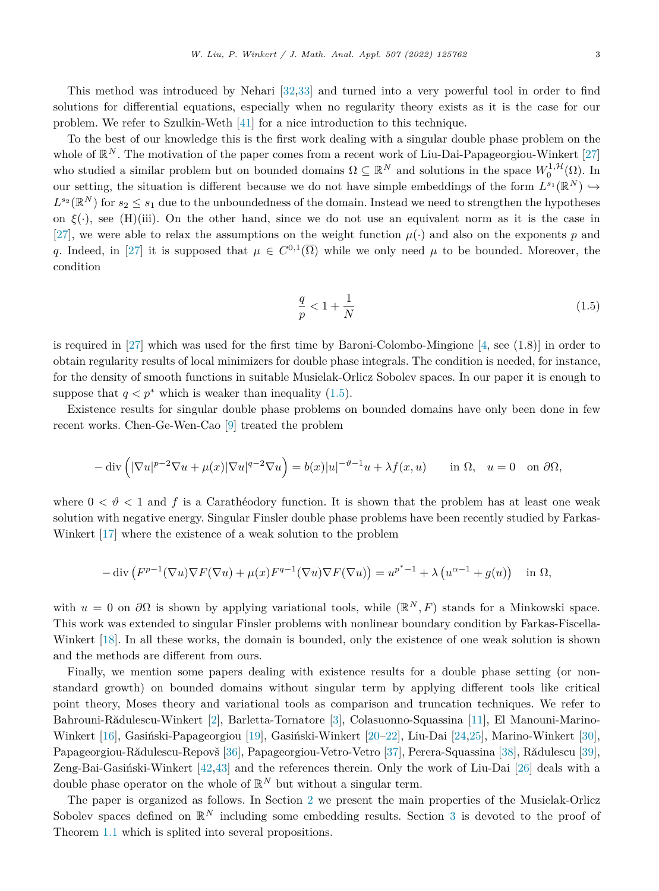This method was introduced by Nehari [32,33] and turned into a very powerful tool in order to find solutions for differential equations, especially when no regularity theory exists as it is the case for our problem. We refer to Szulkin-Weth [41] for a nice introduction to this technique.

To the best of our knowledge this is the first work dealing with a singular double phase problem on the whole of $\mathbb{R}^N$. The motivation of the paper comes from a recent work of Liu-Dai-Papageorgiou-Winkert [27] who studied a similar problem but on bounded domains $\Omega \subseteq \mathbb{R}^N$ and solutions in the space $W_0^{1,\mathcal{H}}(\Omega)$. In our setting, the situation is different because we do not have simple embeddings of the form $L^{s_1}(\mathbb{R}^N) \hookrightarrow L^{s_2}(\mathbb{R}^N)$ for $s_2 \leq s_1$ due to the unboundedness of the domain. Instead we need to strengthen the hypotheses on $\xi(\cdot)$, see (H)(iii). On the other hand, since we do not use an equivalent norm as it is the case in [27], we were able to relax the assumptions on the weight function $\mu(\cdot)$ and also on the exponents $p$ and $q$. Indeed, in [27] it is supposed that $\mu \in C^{0,1}(\overline{\Omega})$ while we only need $\mu$ to be bounded. Moreover, the condition

$$\frac{q}{p} < 1 + \frac{1}{N} \tag{1.5}$$

is required in [27] which was used for the first time by Baroni-Colombo-Mingione [4, see (1.8)] in order to obtain regularity results of local minimizers for double phase integrals. The condition is needed, for instance, for the density of smooth functions in suitable Musielak-Orlicz Sobolev spaces. In our paper it is enough to suppose that $q < p^*$ which is weaker than inequality (1.5).

Existence results for singular double phase problems on bounded domains have only been done in few recent works. Chen-Ge-Wen-Cao [9] treated the problem

$$-\operatorname{div}\left(|\nabla u|^{p-2}\nabla u + \mu(x)|\nabla u|^{q-2}\nabla u\right) = b(x)|u|^{-\vartheta-1}u + \lambda f(x,u) \qquad \text{in } \Omega, \quad u = 0 \quad \text{on } \partial\Omega,$$

where $0 < \vartheta < 1$ and $f$ is a Carathéodory function. It is shown that the problem has at least one weak solution with negative energy. Singular Finsler double phase problems have been recently studied by Farkas-Winkert [17] where the existence of a weak solution to the problem

$$-\operatorname{div}\left(F^{p-1}(\nabla u)\nabla F(\nabla u) + \mu(x)F^{q-1}(\nabla u)\nabla F(\nabla u)\right) = u^{p^*-1} + \lambda\left(u^{\alpha-1} + g(u)\right) \quad \text{in } \Omega,$$

with $u = 0$ on $\partial\Omega$ is shown by applying variational tools, while $(\mathbb{R}^N, F)$ stands for a Minkowski space. This work was extended to singular Finsler problems with nonlinear boundary condition by Farkas-Fiscella-Winkert [18]. In all these works, the domain is bounded, only the existence of one weak solution is shown and the methods are different from ours.

Finally, we mention some papers dealing with existence results for a double phase setting (or nonstandard growth) on bounded domains without singular term by applying different tools like critical point theory, Moses theory and variational tools as comparison and truncation techniques. We refer to Bahrouni-Rădulescu-Winkert [2], Barletta-Tornatore [3], Colasuonno-Squassina [11], El Manouni-Marino-Winkert [16], Gasiński-Papageorgiou [19], Gasiński-Winkert [20–22], Liu-Dai [24,25], Marino-Winkert [30], Papageorgiou-Rădulescu-Repovš [36], Papageorgiou-Vetro-Vetro [37], Perera-Squassina [38], Rădulescu [39], Zeng-Bai-Gasiński-Winkert [42,43] and the references therein. Only the work of Liu-Dai [26] deals with a double phase operator on the whole of $\mathbb{R}^N$ but without a singular term.

The paper is organized as follows. In Section 2 we present the main properties of the Musielak-Orlicz Sobolev spaces defined on $\mathbb{R}^N$ including some embedding results. Section 3 is devoted to the proof of Theorem 1.1 which is splited into several propositions.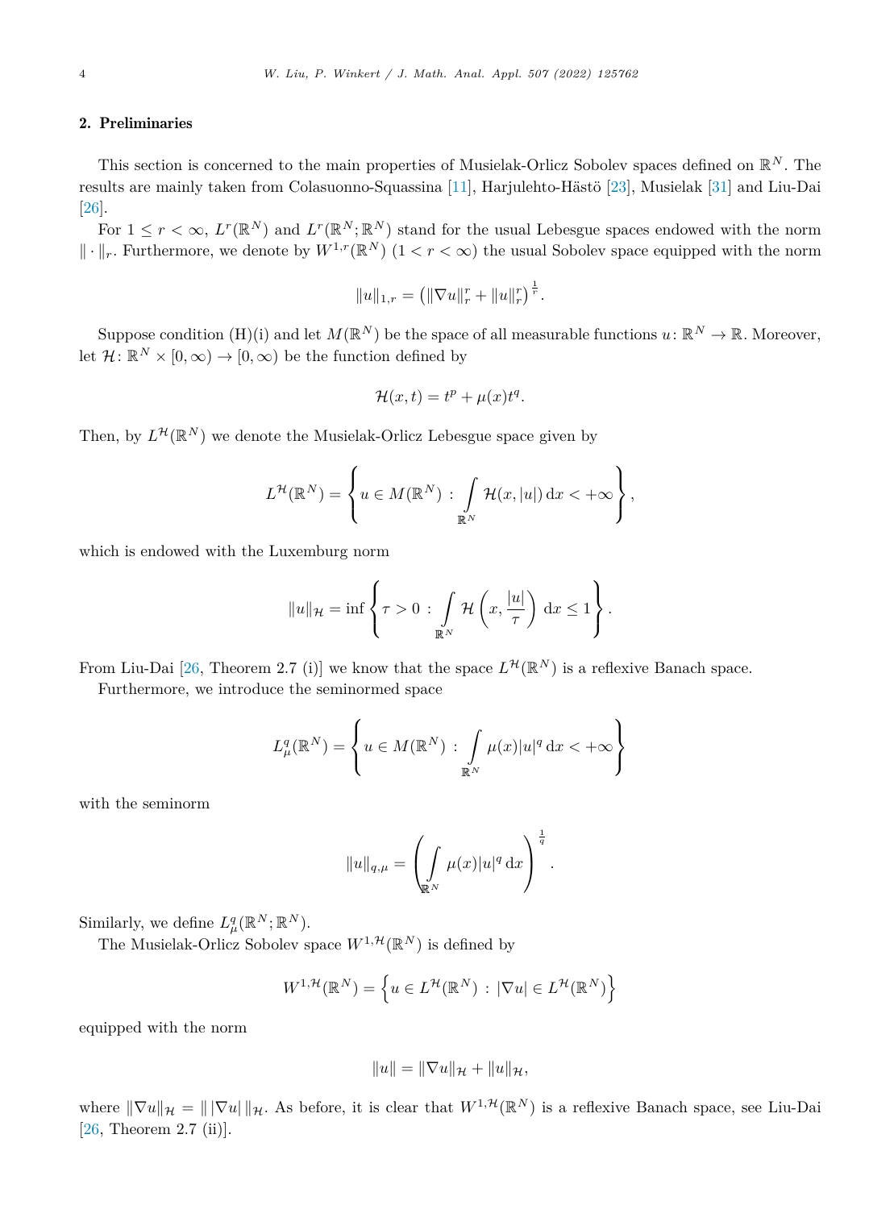## 2. Preliminaries

This section is concerned to the main properties of Musielak-Orlicz Sobolev spaces defined on $\mathbb{R}^N$. The results are mainly taken from Colasuonno-Squassina [11], Harjulehto-Hästö [23], Musielak [31] and Liu-Dai [26].

For $1 \leq r < \infty$, $L^r(\mathbb{R}^N)$ and $L^r(\mathbb{R}^N;\mathbb{R}^N)$ stand for the usual Lebesgue spaces endowed with the norm $\|\cdot\|_r$. Furthermore, we denote by $W^{1,r}(\mathbb{R}^N)$ $(1 < r < \infty)$ the usual Sobolev space equipped with the norm

$$\|u\|_{1,r} = \left(\|\nabla u\|_r^r + \|u\|_r^r\right)^{\frac{1}{r}}.$$

Suppose condition (H)(i) and let $M(\mathbb{R}^N)$ be the space of all measurable functions $u\colon \mathbb{R}^N \to \mathbb{R}$. Moreover, let $\mathcal{H}\colon \mathbb{R}^N \times [0,\infty) \to [0,\infty)$ be the function defined by

$$\mathcal{H}(x,t) = t^p + \mu(x)t^q.$$

Then, by $L^{\mathcal{H}}(\mathbb{R}^N)$ we denote the Musielak-Orlicz Lebesgue space given by

$$L^{\mathcal{H}}(\mathbb{R}^N) = \left\{ u \in M(\mathbb{R}^N) \,:\, \int_{\mathbb{R}^N} \mathcal{H}(x,|u|)\,\mathrm{d}x < +\infty \right\},$$

which is endowed with the Luxemburg norm

$$\|u\|_{\mathcal{H}} = \inf\left\{ \tau > 0 \,:\, \int_{\mathbb{R}^N} \mathcal{H}\left(x, \frac{|u|}{\tau}\right)\,\mathrm{d}x \leq 1 \right\}.$$

From Liu-Dai [26, Theorem 2.7 (i)] we know that the space $L^{\mathcal{H}}(\mathbb{R}^N)$ is a reflexive Banach space.

Furthermore, we introduce the seminormed space

$$L^q_\mu(\mathbb{R}^N) = \left\{ u \in M(\mathbb{R}^N) \,:\, \int_{\mathbb{R}^N} \mu(x)|u|^q\,\mathrm{d}x < +\infty \right\}$$

with the seminorm

$$\|u\|_{q,\mu} = \left( \int_{\mathbb{R}^N} \mu(x)|u|^q\,\mathrm{d}x \right)^{\frac{1}{q}}.$$

Similarly, we define $L^q_\mu(\mathbb{R}^N;\mathbb{R}^N)$.

The Musielak-Orlicz Sobolev space $W^{1,\mathcal{H}}(\mathbb{R}^N)$ is defined by

$$W^{1,\mathcal{H}}(\mathbb{R}^N) = \left\{ u \in L^{\mathcal{H}}(\mathbb{R}^N) \,:\, |\nabla u| \in L^{\mathcal{H}}(\mathbb{R}^N) \right\}$$

equipped with the norm

$$\|u\| = \|\nabla u\|_{\mathcal{H}} + \|u\|_{\mathcal{H}},$$

where $\|\nabla u\|_{\mathcal{H}} = \|\,|\nabla u|\,\|_{\mathcal{H}}$. As before, it is clear that $W^{1,\mathcal{H}}(\mathbb{R}^N)$ is a reflexive Banach space, see Liu-Dai [26, Theorem 2.7 (ii)].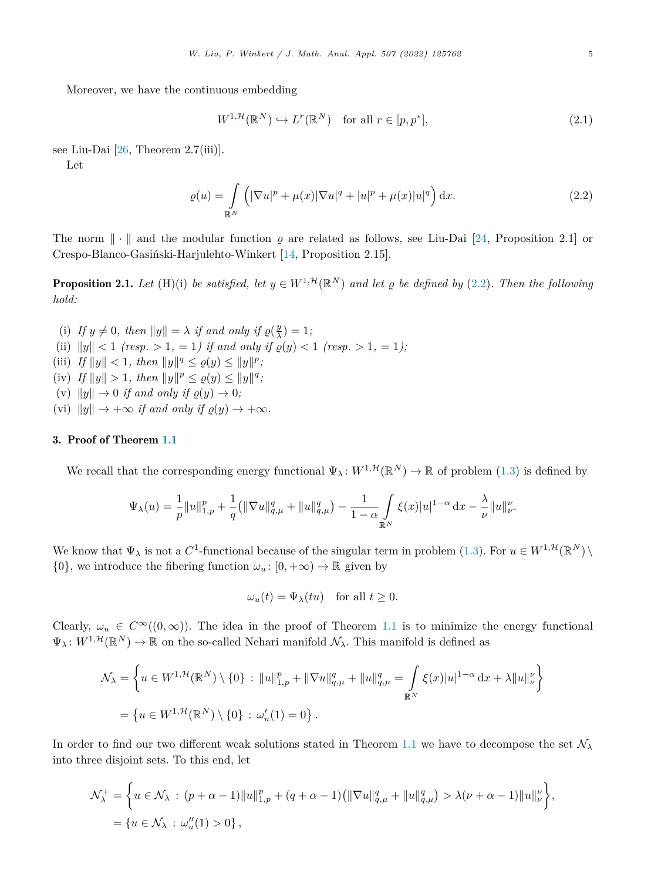Moreover, we have the continuous embedding

$$W^{1,\mathcal{H}}(\mathbb{R}^N) \hookrightarrow L^r(\mathbb{R}^N) \quad \text{for all } r \in [p, p^*], \tag{2.1}$$

see Liu-Dai [26, Theorem 2.7(iii)].

Let

$$\varrho(u) = \int_{\mathbb{R}^N} \left( |\nabla u|^p + \mu(x)|\nabla u|^q + |u|^p + \mu(x)|u|^q \right) \mathrm{d}x. \tag{2.2}$$

The norm $\|\cdot\|$ and the modular function $\varrho$ are related as follows, see Liu-Dai [24, Proposition 2.1] or Crespo-Blanco-Gasiński-Harjulehto-Winkert [14, Proposition 2.15].

**Proposition 2.1.** *Let* (H)(i) *be satisfied, let $y \in W^{1,\mathcal{H}}(\mathbb{R}^N)$ and let $\varrho$ be defined by* (2.2)*. Then the following hold:*

(i) *If $y \neq 0$, then $\|y\| = \lambda$ if and only if $\varrho(\frac{y}{\lambda}) = 1$;*
(ii) *$\|y\| < 1$ (resp. $> 1$, $= 1$) if and only if $\varrho(y) < 1$ (resp. $> 1$, $= 1$);*
(iii) *If $\|y\| < 1$, then $\|y\|^q \leq \varrho(y) \leq \|y\|^p$;*
(iv) *If $\|y\| > 1$, then $\|y\|^p \leq \varrho(y) \leq \|y\|^q$;*
(v) *$\|y\| \to 0$ if and only if $\varrho(y) \to 0$;*
(vi) *$\|y\| \to +\infty$ if and only if $\varrho(y) \to +\infty$.*

## 3. Proof of Theorem 1.1

We recall that the corresponding energy functional $\Psi_\lambda \colon W^{1,\mathcal{H}}(\mathbb{R}^N) \to \mathbb{R}$ of problem (1.3) is defined by

$$\Psi_\lambda(u) = \frac{1}{p}\|u\|_{1,p}^p + \frac{1}{q}\left(\|\nabla u\|_{q,\mu}^q + \|u\|_{q,\mu}^q\right) - \frac{1}{1-\alpha}\int_{\mathbb{R}^N} \xi(x)|u|^{1-\alpha}\,\mathrm{d}x - \frac{\lambda}{\nu}\|u\|_\nu^\nu.$$

We know that $\Psi_\lambda$ is not a $C^1$-functional because of the singular term in problem (1.3). For $u \in W^{1,\mathcal{H}}(\mathbb{R}^N) \setminus \{0\}$, we introduce the fibering function $\omega_u \colon [0, +\infty) \to \mathbb{R}$ given by

$$\omega_u(t) = \Psi_\lambda(tu) \quad \text{for all } t \geq 0.$$

Clearly, $\omega_u \in C^\infty((0,\infty))$. The idea in the proof of Theorem 1.1 is to minimize the energy functional $\Psi_\lambda \colon W^{1,\mathcal{H}}(\mathbb{R}^N) \to \mathbb{R}$ on the so-called Nehari manifold $\mathcal{N}_\lambda$. This manifold is defined as

$$\begin{aligned}
\mathcal{N}_\lambda &= \left\{ u \in W^{1,\mathcal{H}}(\mathbb{R}^N) \setminus \{0\} \,:\, \|u\|_{1,p}^p + \|\nabla u\|_{q,\mu}^q + \|u\|_{q,\mu}^q = \int_{\mathbb{R}^N} \xi(x)|u|^{1-\alpha}\,\mathrm{d}x + \lambda\|u\|_\nu^\nu \right\} \\
&= \left\{ u \in W^{1,\mathcal{H}}(\mathbb{R}^N) \setminus \{0\} \,:\, \omega_u'(1) = 0 \right\}.
\end{aligned}$$

In order to find our two different weak solutions stated in Theorem 1.1 we have to decompose the set $\mathcal{N}_\lambda$ into three disjoint sets. To this end, let

$$\begin{aligned}
\mathcal{N}_\lambda^+ &= \left\{ u \in \mathcal{N}_\lambda \,:\, (p+\alpha-1)\|u\|_{1,p}^p + (q+\alpha-1)\left(\|\nabla u\|_{q,\mu}^q + \|u\|_{q,\mu}^q\right) > \lambda(\nu+\alpha-1)\|u\|_\nu^\nu \right\}, \\
&= \left\{ u \in \mathcal{N}_\lambda \,:\, \omega_u''(1) > 0 \right\},
\end{aligned}$$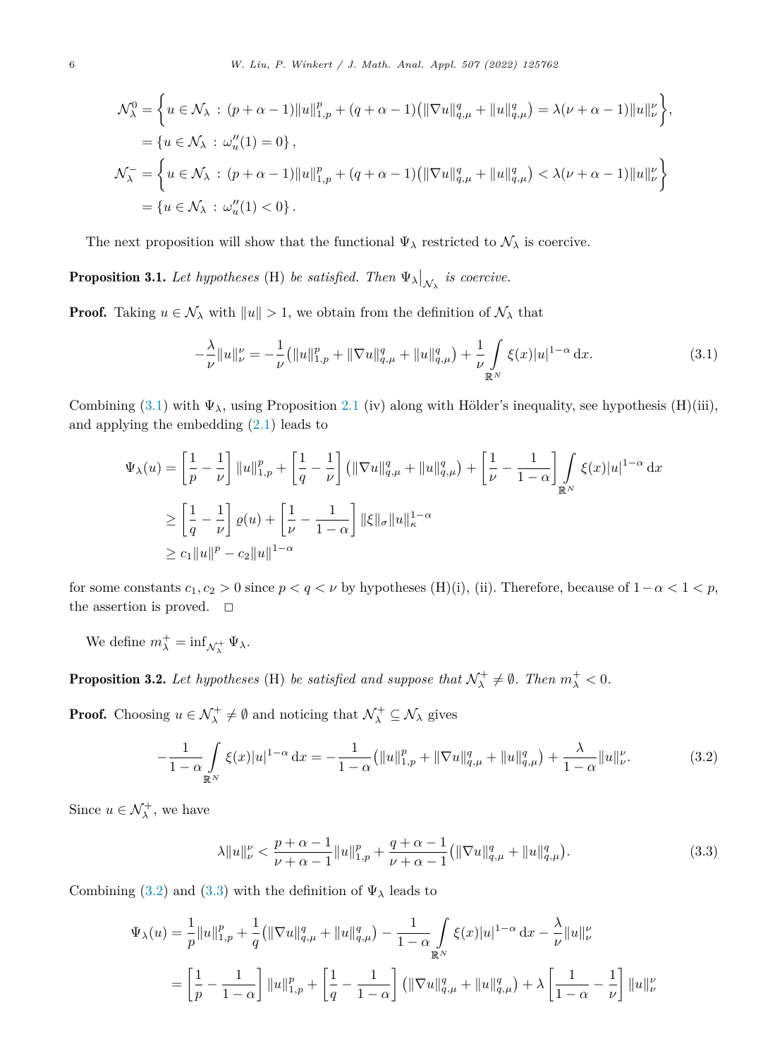$$
\begin{aligned}
\mathcal{N}_\lambda^0 &= \left\{ u \in \mathcal{N}_\lambda \,:\, (p+\alpha-1)\|u\|_{1,p}^p + (q+\alpha-1)\big(\|\nabla u\|_{q,\mu}^q + \|u\|_{q,\mu}^q\big) = \lambda(\nu+\alpha-1)\|u\|_\nu^\nu \right\}, \\
&= \left\{ u \in \mathcal{N}_\lambda \,:\, \omega_u''(1) = 0 \right\}, \\
\mathcal{N}_\lambda^- &= \left\{ u \in \mathcal{N}_\lambda \,:\, (p+\alpha-1)\|u\|_{1,p}^p + (q+\alpha-1)\big(\|\nabla u\|_{q,\mu}^q + \|u\|_{q,\mu}^q\big) < \lambda(\nu+\alpha-1)\|u\|_\nu^\nu \right\} \\
&= \left\{ u \in \mathcal{N}_\lambda \,:\, \omega_u''(1) < 0 \right\}.
\end{aligned}
$$

The next proposition will show that the functional $\Psi_\lambda$ restricted to $\mathcal{N}_\lambda$ is coercive.

**Proposition 3.1.** *Let hypotheses* (H) *be satisfied. Then* $\Psi_\lambda\big|_{\mathcal{N}_\lambda}$ *is coercive.*

**Proof.** Taking $u \in \mathcal{N}_\lambda$ with $\|u\| > 1$, we obtain from the definition of $\mathcal{N}_\lambda$ that

$$
-\frac{\lambda}{\nu}\|u\|_\nu^\nu = -\frac{1}{\nu}\big(\|u\|_{1,p}^p + \|\nabla u\|_{q,\mu}^q + \|u\|_{q,\mu}^q\big) + \frac{1}{\nu}\int_{\mathbb{R}^N} \xi(x)|u|^{1-\alpha}\,\mathrm{d}x. \tag{3.1}
$$

Combining (3.1) with $\Psi_\lambda$, using Proposition 2.1 (iv) along with Hölder's inequality, see hypothesis (H)(iii), and applying the embedding (2.1) leads to

$$
\begin{aligned}
\Psi_\lambda(u) &= \left[\frac{1}{p} - \frac{1}{\nu}\right]\|u\|_{1,p}^p + \left[\frac{1}{q} - \frac{1}{\nu}\right]\big(\|\nabla u\|_{q,\mu}^q + \|u\|_{q,\mu}^q\big) + \left[\frac{1}{\nu} - \frac{1}{1-\alpha}\right]\int_{\mathbb{R}^N} \xi(x)|u|^{1-\alpha}\,\mathrm{d}x \\
&\geq \left[\frac{1}{q} - \frac{1}{\nu}\right]\varrho(u) + \left[\frac{1}{\nu} - \frac{1}{1-\alpha}\right]\|\xi\|_\sigma \|u\|_\kappa^{1-\alpha} \\
&\geq c_1\|u\|^p - c_2\|u\|^{1-\alpha}
\end{aligned}
$$

for some constants $c_1, c_2 > 0$ since $p < q < \nu$ by hypotheses (H)(i), (ii). Therefore, because of $1-\alpha < 1 < p$, the assertion is proved. $\square$

We define $m_\lambda^+ = \inf_{\mathcal{N}_\lambda^+} \Psi_\lambda$.

**Proposition 3.2.** *Let hypotheses* (H) *be satisfied and suppose that* $\mathcal{N}_\lambda^+ \neq \emptyset$. *Then* $m_\lambda^+ < 0$.

**Proof.** Choosing $u \in \mathcal{N}_\lambda^+ \neq \emptyset$ and noticing that $\mathcal{N}_\lambda^+ \subseteq \mathcal{N}_\lambda$ gives

$$
-\frac{1}{1-\alpha}\int_{\mathbb{R}^N} \xi(x)|u|^{1-\alpha}\,\mathrm{d}x = -\frac{1}{1-\alpha}\big(\|u\|_{1,p}^p + \|\nabla u\|_{q,\mu}^q + \|u\|_{q,\mu}^q\big) + \frac{\lambda}{1-\alpha}\|u\|_\nu^\nu. \tag{3.2}
$$

Since $u \in \mathcal{N}_\lambda^+$, we have

$$
\lambda\|u\|_\nu^\nu < \frac{p+\alpha-1}{\nu+\alpha-1}\|u\|_{1,p}^p + \frac{q+\alpha-1}{\nu+\alpha-1}\big(\|\nabla u\|_{q,\mu}^q + \|u\|_{q,\mu}^q\big). \tag{3.3}
$$

Combining (3.2) and (3.3) with the definition of $\Psi_\lambda$ leads to

$$
\begin{aligned}
\Psi_\lambda(u) &= \frac{1}{p}\|u\|_{1,p}^p + \frac{1}{q}\big(\|\nabla u\|_{q,\mu}^q + \|u\|_{q,\mu}^q\big) - \frac{1}{1-\alpha}\int_{\mathbb{R}^N} \xi(x)|u|^{1-\alpha}\,\mathrm{d}x - \frac{\lambda}{\nu}\|u\|_\nu^\nu \\
&= \left[\frac{1}{p} - \frac{1}{1-\alpha}\right]\|u\|_{1,p}^p + \left[\frac{1}{q} - \frac{1}{1-\alpha}\right]\big(\|\nabla u\|_{q,\mu}^q + \|u\|_{q,\mu}^q\big) + \lambda\left[\frac{1}{1-\alpha} - \frac{1}{\nu}\right]\|u\|_\nu^\nu
\end{aligned}
$$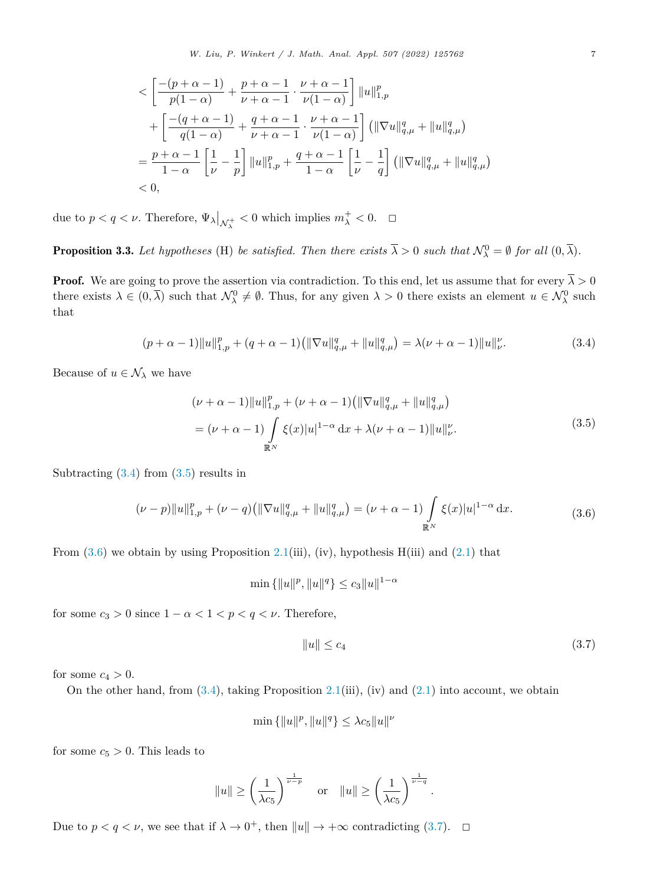$$
\begin{aligned}
&< \left[\frac{-(p+\alpha-1)}{p(1-\alpha)} + \frac{p+\alpha-1}{\nu+\alpha-1}\cdot\frac{\nu+\alpha-1}{\nu(1-\alpha)}\right]\|u\|_{1,p}^p \\
&\quad + \left[\frac{-(q+\alpha-1)}{q(1-\alpha)} + \frac{q+\alpha-1}{\nu+\alpha-1}\cdot\frac{\nu+\alpha-1}{\nu(1-\alpha)}\right]\left(\|\nabla u\|_{q,\mu}^q + \|u\|_{q,\mu}^q\right) \\
&= \frac{p+\alpha-1}{1-\alpha}\left[\frac{1}{\nu}-\frac{1}{p}\right]\|u\|_{1,p}^p + \frac{q+\alpha-1}{1-\alpha}\left[\frac{1}{\nu}-\frac{1}{q}\right]\left(\|\nabla u\|_{q,\mu}^q + \|u\|_{q,\mu}^q\right) \\
&< 0,
\end{aligned}
$$

due to $p < q < \nu$. Therefore, $\Psi_\lambda\big|_{\mathcal{N}_\lambda^+} < 0$ which implies $m_\lambda^+ < 0$. $\square$

**Proposition 3.3.** *Let hypotheses* (H) *be satisfied. Then there exists* $\overline{\lambda} > 0$ *such that* $\mathcal{N}_\lambda^0 = \emptyset$ *for all* $(0, \overline{\lambda})$.

**Proof.** We are going to prove the assertion via contradiction. To this end, let us assume that for every $\overline{\lambda} > 0$ there exists $\lambda \in (0, \overline{\lambda})$ such that $\mathcal{N}_\lambda^0 \neq \emptyset$. Thus, for any given $\lambda > 0$ there exists an element $u \in \mathcal{N}_\lambda^0$ such that

$$
(p+\alpha-1)\|u\|_{1,p}^p + (q+\alpha-1)\left(\|\nabla u\|_{q,\mu}^q + \|u\|_{q,\mu}^q\right) = \lambda(\nu+\alpha-1)\|u\|_\nu^\nu. \tag{3.4}
$$

Because of $u \in \mathcal{N}_\lambda$ we have

$$
\begin{aligned}
&(\nu+\alpha-1)\|u\|_{1,p}^p + (\nu+\alpha-1)\left(\|\nabla u\|_{q,\mu}^q + \|u\|_{q,\mu}^q\right) \\
&= (\nu+\alpha-1)\int_{\mathbb{R}^N} \xi(x)|u|^{1-\alpha}\,\mathrm{d}x + \lambda(\nu+\alpha-1)\|u\|_\nu^\nu.
\end{aligned} \tag{3.5}
$$

Subtracting (3.4) from (3.5) results in

$$
(\nu-p)\|u\|_{1,p}^p + (\nu-q)\left(\|\nabla u\|_{q,\mu}^q + \|u\|_{q,\mu}^q\right) = (\nu+\alpha-1)\int_{\mathbb{R}^N} \xi(x)|u|^{1-\alpha}\,\mathrm{d}x. \tag{3.6}
$$

From (3.6) we obtain by using Proposition 2.1(iii), (iv), hypothesis H(iii) and (2.1) that

$$
\min\left\{\|u\|^p, \|u\|^q\right\} \leq c_3\|u\|^{1-\alpha}
$$

for some $c_3 > 0$ since $1-\alpha < 1 < p < q < \nu$. Therefore,

$$
\|u\| \leq c_4 \tag{3.7}
$$

for some $c_4 > 0$.

On the other hand, from (3.4), taking Proposition 2.1(iii), (iv) and (2.1) into account, we obtain

$$
\min\left\{\|u\|^p, \|u\|^q\right\} \leq \lambda c_5\|u\|^\nu
$$

for some $c_5 > 0$. This leads to

$$
\|u\| \geq \left(\frac{1}{\lambda c_5}\right)^{\frac{1}{\nu-p}} \quad \text{or} \quad \|u\| \geq \left(\frac{1}{\lambda c_5}\right)^{\frac{1}{\nu-q}}.
$$

Due to $p < q < \nu$, we see that if $\lambda \to 0^+$, then $\|u\| \to +\infty$ contradicting (3.7). $\square$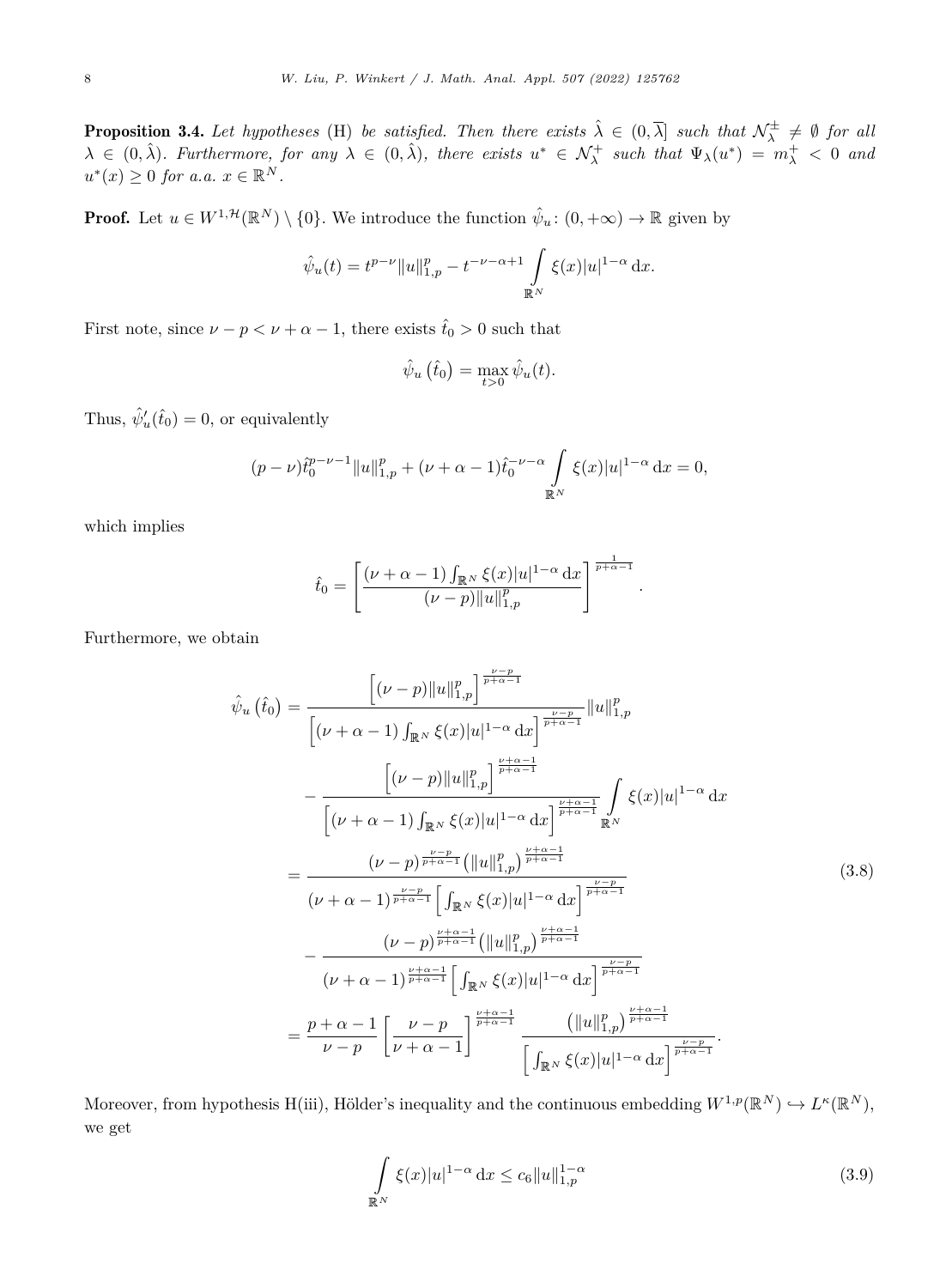**Proposition 3.4.** *Let hypotheses* (H) *be satisfied. Then there exists $\hat{\lambda} \in (0, \overline{\lambda}]$ such that $\mathcal{N}_\lambda^{\pm} \neq \emptyset$ for all $\lambda \in (0, \hat{\lambda})$. Furthermore, for any $\lambda \in (0, \hat{\lambda})$, there exists $u^* \in \mathcal{N}_\lambda^+$ such that $\Psi_\lambda(u^*) = m_\lambda^+ < 0$ and $u^*(x) \geq 0$ for a.a. $x \in \mathbb{R}^N$.*

**Proof.** Let $u \in W^{1,\mathcal{H}}(\mathbb{R}^N) \setminus \{0\}$. We introduce the function $\hat{\psi}_u \colon (0, +\infty) \to \mathbb{R}$ given by

$$\hat{\psi}_u(t) = t^{p-\nu} \|u\|_{1,p}^p - t^{-\nu-\alpha+1} \int_{\mathbb{R}^N} \xi(x) |u|^{1-\alpha} \,\mathrm{d}x.$$

First note, since $\nu - p < \nu + \alpha - 1$, there exists $\hat{t}_0 > 0$ such that

$$\hat{\psi}_u\left(\hat{t}_0\right) = \max_{t>0} \hat{\psi}_u(t).$$

Thus, $\hat{\psi}_u'(\hat{t}_0) = 0$, or equivalently

$$(p-\nu)\hat{t}_0^{p-\nu-1} \|u\|_{1,p}^p + (\nu + \alpha - 1)\hat{t}_0^{-\nu-\alpha} \int_{\mathbb{R}^N} \xi(x)|u|^{1-\alpha} \,\mathrm{d}x = 0,$$

which implies

$$\hat{t}_0 = \left[ \frac{(\nu + \alpha - 1) \int_{\mathbb{R}^N} \xi(x)|u|^{1-\alpha} \,\mathrm{d}x}{(\nu - p)\|u\|_{1,p}^p} \right]^{\frac{1}{p+\alpha-1}}.$$

Furthermore, we obtain

$$\begin{aligned}
\hat{\psi}_u\left(\hat{t}_0\right) &= \frac{\left[(\nu-p)\|u\|_{1,p}^p\right]^{\frac{\nu-p}{p+\alpha-1}}}{\left[(\nu+\alpha-1)\int_{\mathbb{R}^N} \xi(x)|u|^{1-\alpha}\,\mathrm{d}x\right]^{\frac{\nu-p}{p+\alpha-1}}} \|u\|_{1,p}^p \\
&\quad - \frac{\left[(\nu-p)\|u\|_{1,p}^p\right]^{\frac{\nu+\alpha-1}{p+\alpha-1}}}{\left[(\nu+\alpha-1)\int_{\mathbb{R}^N} \xi(x)|u|^{1-\alpha}\,\mathrm{d}x\right]^{\frac{\nu+\alpha-1}{p+\alpha-1}}} \int_{\mathbb{R}^N} \xi(x)|u|^{1-\alpha}\,\mathrm{d}x \\
&= \frac{(\nu-p)^{\frac{\nu-p}{p+\alpha-1}} \left(\|u\|_{1,p}^p\right)^{\frac{\nu+\alpha-1}{p+\alpha-1}}}{(\nu+\alpha-1)^{\frac{\nu-p}{p+\alpha-1}} \left[\int_{\mathbb{R}^N} \xi(x)|u|^{1-\alpha}\,\mathrm{d}x\right]^{\frac{\nu-p}{p+\alpha-1}}} \\
&\quad - \frac{(\nu-p)^{\frac{\nu+\alpha-1}{p+\alpha-1}} \left(\|u\|_{1,p}^p\right)^{\frac{\nu+\alpha-1}{p+\alpha-1}}}{(\nu+\alpha-1)^{\frac{\nu+\alpha-1}{p+\alpha-1}} \left[\int_{\mathbb{R}^N} \xi(x)|u|^{1-\alpha}\,\mathrm{d}x\right]^{\frac{\nu-p}{p+\alpha-1}}} \\
&= \frac{p+\alpha-1}{\nu-p} \left[\frac{\nu-p}{\nu+\alpha-1}\right]^{\frac{\nu+\alpha-1}{p+\alpha-1}} \frac{\left(\|u\|_{1,p}^p\right)^{\frac{\nu+\alpha-1}{p+\alpha-1}}}{\left[\int_{\mathbb{R}^N} \xi(x)|u|^{1-\alpha}\,\mathrm{d}x\right]^{\frac{\nu-p}{p+\alpha-1}}}.
\end{aligned} \tag{3.8}$$

Moreover, from hypothesis H(iii), Hölder's inequality and the continuous embedding $W^{1,p}(\mathbb{R}^N) \hookrightarrow L^\kappa(\mathbb{R}^N)$, we get

$$\int_{\mathbb{R}^N} \xi(x)|u|^{1-\alpha}\,\mathrm{d}x \leq c_6 \|u\|_{1,p}^{1-\alpha} \tag{3.9}$$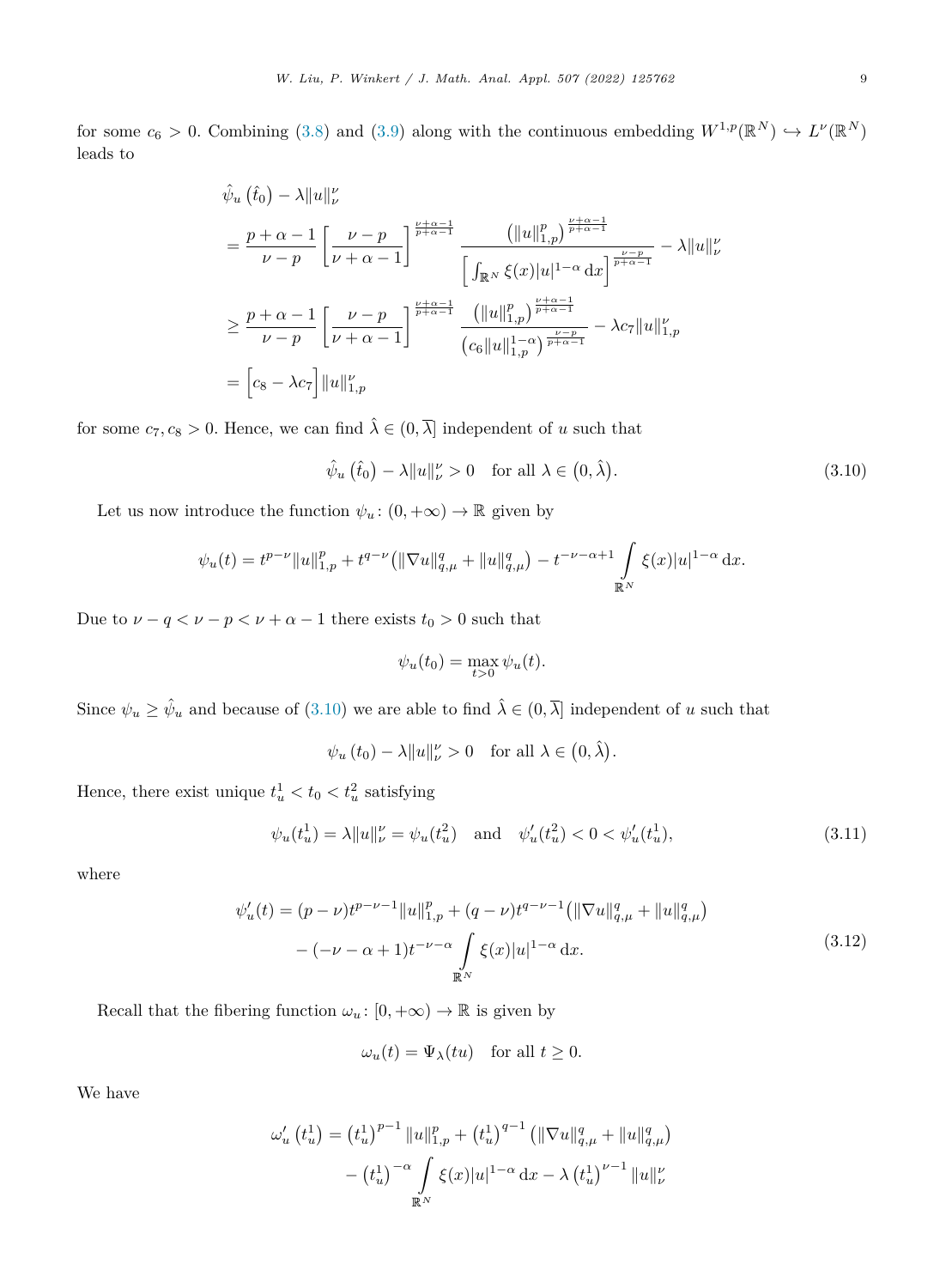for some $c_6 > 0$. Combining (3.8) and (3.9) along with the continuous embedding $W^{1,p}(\mathbb{R}^N) \hookrightarrow L^\nu(\mathbb{R}^N)$ leads to

$$
\begin{aligned}
&\hat{\psi}_u\left(\hat{t}_0\right) - \lambda \|u\|_\nu^\nu \\
&= \frac{p+\alpha-1}{\nu-p}\left[\frac{\nu-p}{\nu+\alpha-1}\right]^{\frac{\nu+\alpha-1}{p+\alpha-1}} \frac{\left(\|u\|_{1,p}^p\right)^{\frac{\nu+\alpha-1}{p+\alpha-1}}}{\left[\int_{\mathbb{R}^N} \xi(x)|u|^{1-\alpha}\,\mathrm{d}x\right]^{\frac{\nu-p}{p+\alpha-1}}} - \lambda \|u\|_\nu^\nu \\
&\geq \frac{p+\alpha-1}{\nu-p}\left[\frac{\nu-p}{\nu+\alpha-1}\right]^{\frac{\nu+\alpha-1}{p+\alpha-1}} \frac{\left(\|u\|_{1,p}^p\right)^{\frac{\nu+\alpha-1}{p+\alpha-1}}}{\left(c_6\|u\|_{1,p}^{1-\alpha}\right)^{\frac{\nu-p}{p+\alpha-1}}} - \lambda c_7 \|u\|_{1,p}^\nu \\
&= \left[c_8 - \lambda c_7\right] \|u\|_{1,p}^\nu
\end{aligned}
$$

for some $c_7, c_8 > 0$. Hence, we can find $\hat{\lambda} \in (0, \overline{\lambda}]$ independent of $u$ such that

$$
\hat{\psi}_u\left(\hat{t}_0\right) - \lambda \|u\|_\nu^\nu > 0 \quad \text{for all } \lambda \in \left(0, \hat{\lambda}\right). \tag{3.10}
$$

Let us now introduce the function $\psi_u\colon (0,+\infty) \to \mathbb{R}$ given by

$$
\psi_u(t) = t^{p-\nu}\|u\|_{1,p}^p + t^{q-\nu}\left(\|\nabla u\|_{q,\mu}^q + \|u\|_{q,\mu}^q\right) - t^{-\nu-\alpha+1}\int_{\mathbb{R}^N} \xi(x)|u|^{1-\alpha}\,\mathrm{d}x.
$$

Due to $\nu - q < \nu - p < \nu + \alpha - 1$ there exists $t_0 > 0$ such that

$$
\psi_u(t_0) = \max_{t>0} \psi_u(t).
$$

Since $\psi_u \geq \hat{\psi}_u$ and because of (3.10) we are able to find $\hat{\lambda} \in (0, \overline{\lambda}]$ independent of $u$ such that

$$
\psi_u\left(t_0\right) - \lambda \|u\|_\nu^\nu > 0 \quad \text{for all } \lambda \in \left(0, \hat{\lambda}\right).
$$

Hence, there exist unique $t_u^1 < t_0 < t_u^2$ satisfying

$$
\psi_u(t_u^1) = \lambda \|u\|_\nu^\nu = \psi_u(t_u^2) \quad \text{and} \quad \psi_u'(t_u^2) < 0 < \psi_u'(t_u^1), \tag{3.11}
$$

where

$$
\begin{aligned}
\psi_u'(t) = (p-\nu)t^{p-\nu-1}\|u\|_{1,p}^p + (q-\nu)t^{q-\nu-1}\left(\|\nabla u\|_{q,\mu}^q + \|u\|_{q,\mu}^q\right) \\
- (-\nu-\alpha+1)t^{-\nu-\alpha}\int_{\mathbb{R}^N} \xi(x)|u|^{1-\alpha}\,\mathrm{d}x.
\end{aligned} \tag{3.12}
$$

Recall that the fibering function $\omega_u\colon [0,+\infty) \to \mathbb{R}$ is given by

$$
\omega_u(t) = \Psi_\lambda(tu) \quad \text{for all } t \geq 0.
$$

We have

$$
\begin{aligned}
\omega_u'\left(t_u^1\right) = \left(t_u^1\right)^{p-1}\|u\|_{1,p}^p + \left(t_u^1\right)^{q-1}\left(\|\nabla u\|_{q,\mu}^q + \|u\|_{q,\mu}^q\right) \\
- \left(t_u^1\right)^{-\alpha}\int_{\mathbb{R}^N} \xi(x)|u|^{1-\alpha}\,\mathrm{d}x - \lambda\left(t_u^1\right)^{\nu-1}\|u\|_\nu^\nu
\end{aligned}
$$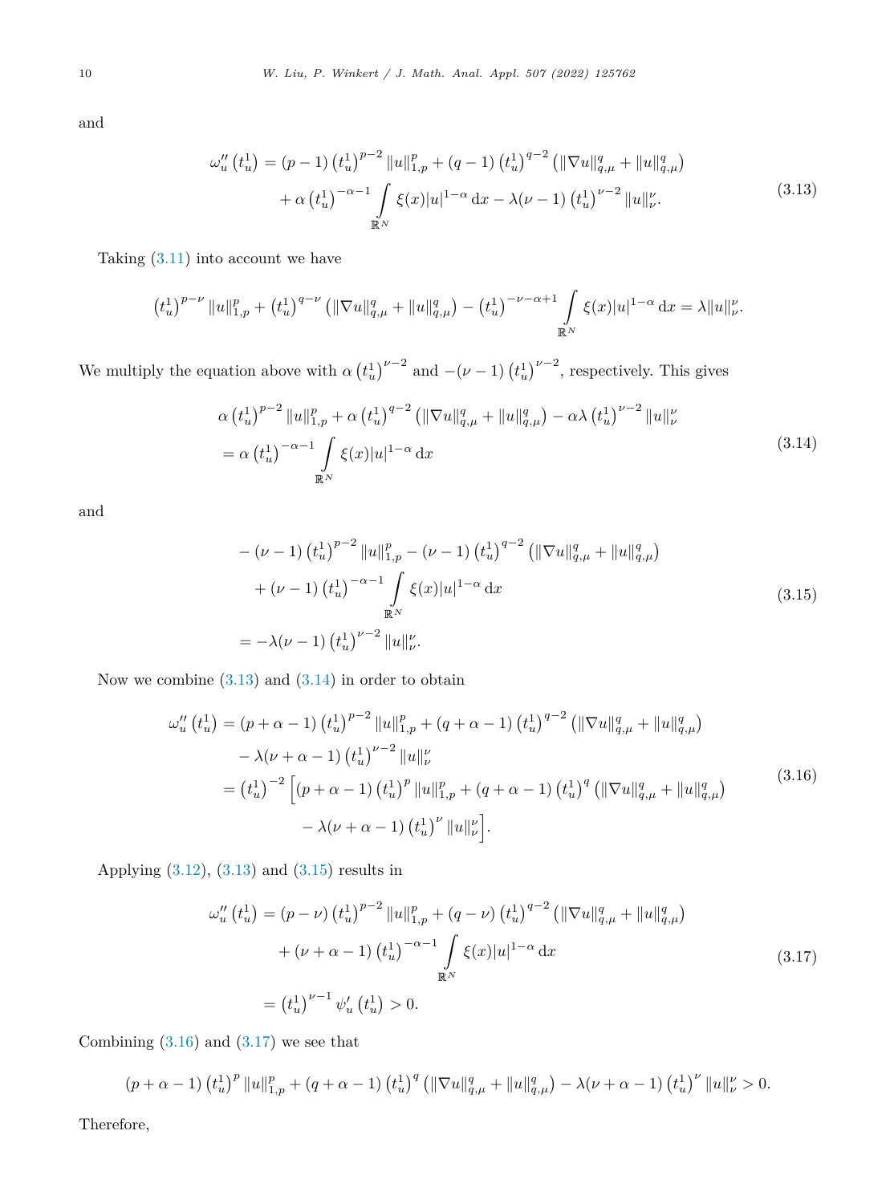and

$$
\begin{aligned}
\omega_u''\left(t_u^1\right) &= (p-1)\left(t_u^1\right)^{p-2}\|u\|_{1,p}^p + (q-1)\left(t_u^1\right)^{q-2}\left(\|\nabla u\|_{q,\mu}^q + \|u\|_{q,\mu}^q\right) \\
&\quad + \alpha\left(t_u^1\right)^{-\alpha-1}\int_{\mathbb{R}^N}\xi(x)|u|^{1-\alpha}\,\mathrm{d}x - \lambda(\nu-1)\left(t_u^1\right)^{\nu-2}\|u\|_\nu^\nu.
\end{aligned}
\tag{3.13}
$$

Taking (3.11) into account we have

$$
\left(t_u^1\right)^{p-\nu}\|u\|_{1,p}^p + \left(t_u^1\right)^{q-\nu}\left(\|\nabla u\|_{q,\mu}^q + \|u\|_{q,\mu}^q\right) - \left(t_u^1\right)^{-\nu-\alpha+1}\int_{\mathbb{R}^N}\xi(x)|u|^{1-\alpha}\,\mathrm{d}x = \lambda\|u\|_\nu^\nu.
$$

We multiply the equation above with $\alpha\left(t_u^1\right)^{\nu-2}$ and $-(\nu-1)\left(t_u^1\right)^{\nu-2}$, respectively. This gives

$$
\begin{aligned}
&\alpha\left(t_u^1\right)^{p-2}\|u\|_{1,p}^p + \alpha\left(t_u^1\right)^{q-2}\left(\|\nabla u\|_{q,\mu}^q + \|u\|_{q,\mu}^q\right) - \alpha\lambda\left(t_u^1\right)^{\nu-2}\|u\|_\nu^\nu \\
&= \alpha\left(t_u^1\right)^{-\alpha-1}\int_{\mathbb{R}^N}\xi(x)|u|^{1-\alpha}\,\mathrm{d}x
\end{aligned}
\tag{3.14}
$$

and

$$
\begin{aligned}
&-(\nu-1)\left(t_u^1\right)^{p-2}\|u\|_{1,p}^p - (\nu-1)\left(t_u^1\right)^{q-2}\left(\|\nabla u\|_{q,\mu}^q + \|u\|_{q,\mu}^q\right) \\
&\quad + (\nu-1)\left(t_u^1\right)^{-\alpha-1}\int_{\mathbb{R}^N}\xi(x)|u|^{1-\alpha}\,\mathrm{d}x \\
&= -\lambda(\nu-1)\left(t_u^1\right)^{\nu-2}\|u\|_\nu^\nu.
\end{aligned}
\tag{3.15}
$$

Now we combine (3.13) and (3.14) in order to obtain

$$
\begin{aligned}
\omega_u''\left(t_u^1\right) &= (p+\alpha-1)\left(t_u^1\right)^{p-2}\|u\|_{1,p}^p + (q+\alpha-1)\left(t_u^1\right)^{q-2}\left(\|\nabla u\|_{q,\mu}^q + \|u\|_{q,\mu}^q\right) \\
&\quad - \lambda(\nu+\alpha-1)\left(t_u^1\right)^{\nu-2}\|u\|_\nu^\nu \\
&= \left(t_u^1\right)^{-2}\Big[(p+\alpha-1)\left(t_u^1\right)^p\|u\|_{1,p}^p + (q+\alpha-1)\left(t_u^1\right)^q\left(\|\nabla u\|_{q,\mu}^q + \|u\|_{q,\mu}^q\right) \\
&\qquad - \lambda(\nu+\alpha-1)\left(t_u^1\right)^\nu\|u\|_\nu^\nu\Big].
\end{aligned}
\tag{3.16}
$$

Applying (3.12), (3.13) and (3.15) results in

$$
\begin{aligned}
\omega_u''\left(t_u^1\right) &= (p-\nu)\left(t_u^1\right)^{p-2}\|u\|_{1,p}^p + (q-\nu)\left(t_u^1\right)^{q-2}\left(\|\nabla u\|_{q,\mu}^q + \|u\|_{q,\mu}^q\right) \\
&\quad + (\nu+\alpha-1)\left(t_u^1\right)^{-\alpha-1}\int_{\mathbb{R}^N}\xi(x)|u|^{1-\alpha}\,\mathrm{d}x \\
&= \left(t_u^1\right)^{\nu-1}\psi_u'\left(t_u^1\right) > 0.
\end{aligned}
\tag{3.17}
$$

Combining (3.16) and (3.17) we see that

$$
(p+\alpha-1)\left(t_u^1\right)^p\|u\|_{1,p}^p + (q+\alpha-1)\left(t_u^1\right)^q\left(\|\nabla u\|_{q,\mu}^q + \|u\|_{q,\mu}^q\right) - \lambda(\nu+\alpha-1)\left(t_u^1\right)^\nu\|u\|_\nu^\nu > 0.
$$

Therefore,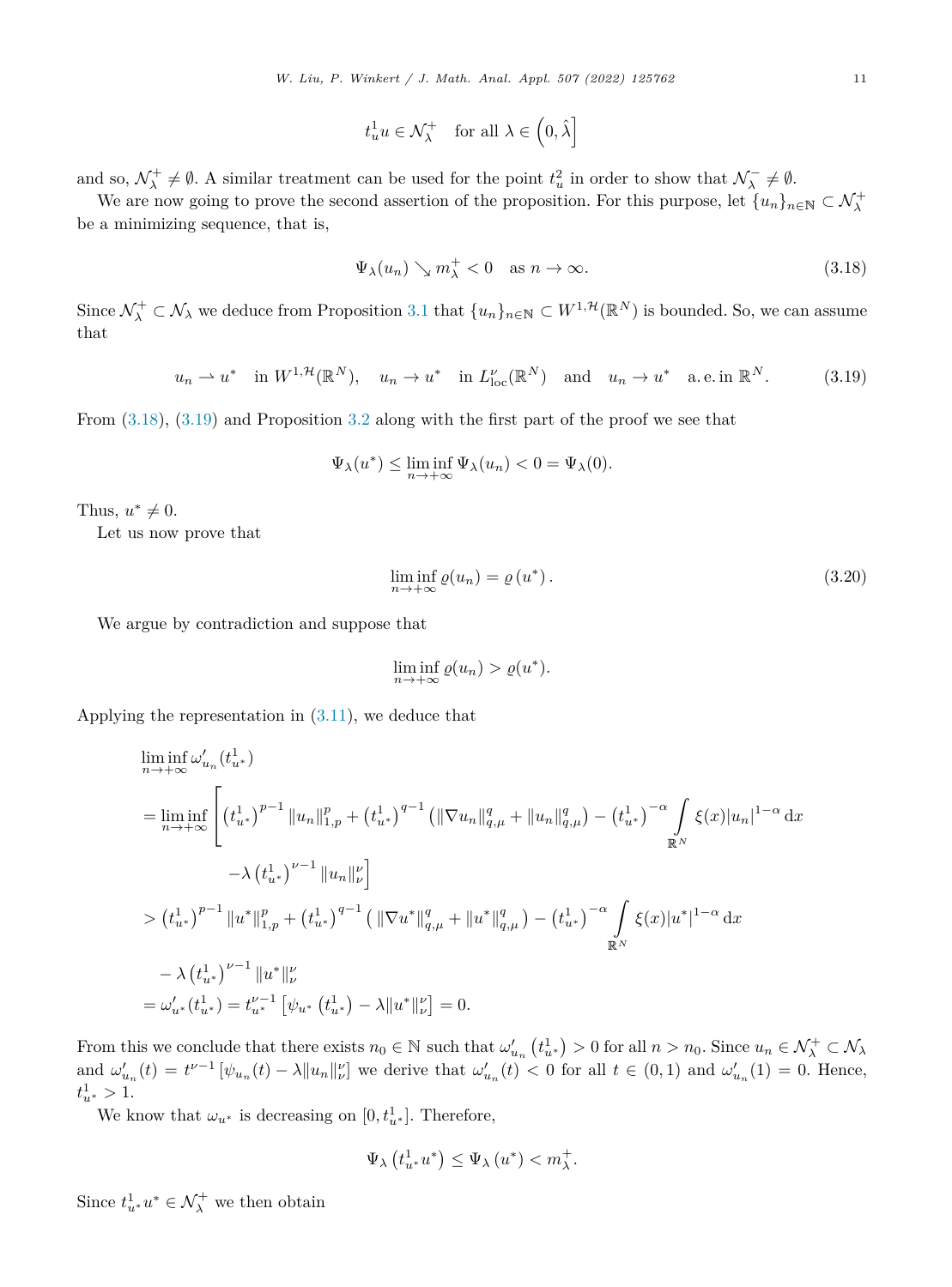$$t_u^1 u \in \mathcal{N}_\lambda^+ \quad \text{for all } \lambda \in \left(0, \hat{\lambda}\right]$$

and so, $\mathcal{N}_\lambda^+ \neq \emptyset$. A similar treatment can be used for the point $t_u^2$ in order to show that $\mathcal{N}_\lambda^- \neq \emptyset$.

We are now going to prove the second assertion of the proposition. For this purpose, let $\{u_n\}_{n\in\mathbb{N}} \subset \mathcal{N}_\lambda^+$ be a minimizing sequence, that is,

$$\Psi_\lambda(u_n) \searrow m_\lambda^+ < 0 \quad \text{as } n \to \infty. \tag{3.18}$$

Since $\mathcal{N}_\lambda^+ \subset \mathcal{N}_\lambda$ we deduce from Proposition 3.1 that $\{u_n\}_{n\in\mathbb{N}} \subset W^{1,\mathcal{H}}(\mathbb{R}^N)$ is bounded. So, we can assume that

$$u_n \rightharpoonup u^* \quad \text{in } W^{1,\mathcal{H}}(\mathbb{R}^N), \quad u_n \to u^* \quad \text{in } L^\nu_{\text{loc}}(\mathbb{R}^N) \quad \text{and} \quad u_n \to u^* \quad \text{a.e. in } \mathbb{R}^N. \tag{3.19}$$

From (3.18), (3.19) and Proposition 3.2 along with the first part of the proof we see that

$$\Psi_\lambda(u^*) \le \liminf_{n\to+\infty} \Psi_\lambda(u_n) < 0 = \Psi_\lambda(0).$$

Thus, $u^* \neq 0$.

Let us now prove that

$$\liminf_{n\to+\infty} \varrho(u_n) = \varrho\left(u^*\right). \tag{3.20}$$

We argue by contradiction and suppose that

$$\liminf_{n\to+\infty} \varrho(u_n) > \varrho(u^*).$$

Applying the representation in (3.11), we deduce that

$$\begin{aligned}
&\liminf_{n\to+\infty} \omega_{u_n}'(t_{u^*}^1) \\
&= \liminf_{n\to+\infty} \Bigg[ \left(t_{u^*}^1\right)^{p-1} \|u_n\|_{1,p}^p + \left(t_{u^*}^1\right)^{q-1} \left( \|\nabla u_n\|_{q,\mu}^q + \|u_n\|_{q,\mu}^q \right) - \left(t_{u^*}^1\right)^{-\alpha} \int_{\mathbb{R}^N} \xi(x)|u_n|^{1-\alpha}\,\mathrm{d}x \\
&\qquad\qquad -\lambda \left(t_{u^*}^1\right)^{\nu-1} \|u_n\|_\nu^\nu \Bigg] \\
&> \left(t_{u^*}^1\right)^{p-1} \|u^*\|_{1,p}^p + \left(t_{u^*}^1\right)^{q-1} \left( \|\nabla u^*\|_{q,\mu}^q + \|u^*\|_{q,\mu}^q \right) - \left(t_{u^*}^1\right)^{-\alpha} \int_{\mathbb{R}^N} \xi(x)|u^*|^{1-\alpha}\,\mathrm{d}x \\
&\quad - \lambda \left(t_{u^*}^1\right)^{\nu-1} \|u^*\|_\nu^\nu \\
&= \omega_{u^*}'(t_{u^*}^1) = t_{u^*}^{\nu-1} \left[ \psi_{u^*}\left(t_{u^*}^1\right) - \lambda \|u^*\|_\nu^\nu \right] = 0.
\end{aligned}$$

From this we conclude that there exists $n_0 \in \mathbb{N}$ such that $\omega_{u_n}'\left(t_{u^*}^1\right) > 0$ for all $n > n_0$. Since $u_n \in \mathcal{N}_\lambda^+ \subset \mathcal{N}_\lambda$ and $\omega_{u_n}'(t) = t^{\nu-1}\left[\psi_{u_n}(t) - \lambda\|u_n\|_\nu^\nu\right]$ we derive that $\omega_{u_n}'(t) < 0$ for all $t \in (0,1)$ and $\omega_{u_n}'(1) = 0$. Hence, $t_{u^*}^1 > 1$.

We know that $\omega_{u^*}$ is decreasing on $[0, t_{u^*}^1]$. Therefore,

$$\Psi_\lambda\left(t_{u^*}^1 u^*\right) \le \Psi_\lambda\left(u^*\right) < m_\lambda^+.$$

Since $t_{u^*}^1 u^* \in \mathcal{N}_\lambda^+$ we then obtain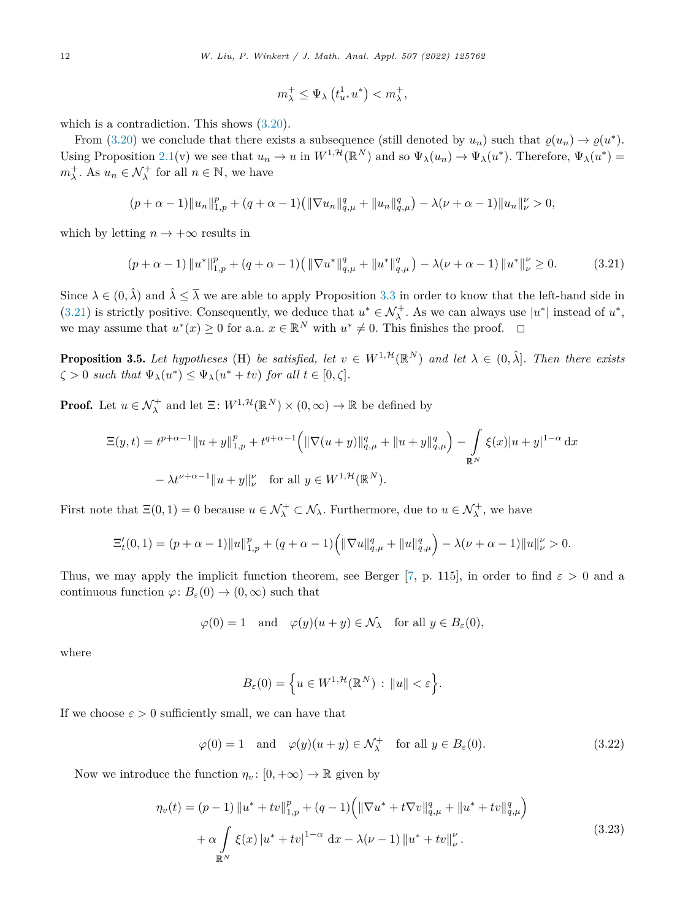$$m_\lambda^+ \leq \Psi_\lambda\left(t_{u^*}^1 u^*\right) < m_\lambda^+,$$

which is a contradiction. This shows (3.20).

From (3.20) we conclude that there exists a subsequence (still denoted by $u_n$) such that $\varrho(u_n) \to \varrho(u^*)$. Using Proposition 2.1(v) we see that $u_n \to u$ in $W^{1,\mathcal{H}}(\mathbb{R}^N)$ and so $\Psi_\lambda(u_n) \to \Psi_\lambda(u^*)$. Therefore, $\Psi_\lambda(u^*) = m_\lambda^+$. As $u_n \in \mathcal{N}_\lambda^+$ for all $n \in \mathbb{N}$, we have

$$(p+\alpha-1)\|u_n\|_{1,p}^p + (q+\alpha-1)\big(\|\nabla u_n\|_{q,\mu}^q + \|u_n\|_{q,\mu}^q\big) - \lambda(\nu+\alpha-1)\|u_n\|_\nu^\nu > 0,$$

which by letting $n \to +\infty$ results in

$$(p+\alpha-1)\|u^*\|_{1,p}^p + (q+\alpha-1)\big(\|\nabla u^*\|_{q,\mu}^q + \|u^*\|_{q,\mu}^q\big) - \lambda(\nu+\alpha-1)\|u^*\|_\nu^\nu \geq 0. \tag{3.21}$$

Since $\lambda \in (0,\hat{\lambda})$ and $\hat{\lambda} \leq \overline{\lambda}$ we are able to apply Proposition 3.3 in order to know that the left-hand side in (3.21) is strictly positive. Consequently, we deduce that $u^* \in \mathcal{N}_\lambda^+$. As we can always use $|u^*|$ instead of $u^*$, we may assume that $u^*(x) \geq 0$ for a.a. $x \in \mathbb{R}^N$ with $u^* \neq 0$. This finishes the proof. $\square$

**Proposition 3.5.** *Let hypotheses* (H) *be satisfied, let* $v \in W^{1,\mathcal{H}}(\mathbb{R}^N)$ *and let* $\lambda \in (0,\hat{\lambda}]$. *Then there exists* $\zeta > 0$ *such that* $\Psi_\lambda(u^*) \leq \Psi_\lambda(u^* + tv)$ *for all* $t \in [0,\zeta]$.

**Proof.** Let $u \in \mathcal{N}_\lambda^+$ and let $\Xi\colon W^{1,\mathcal{H}}(\mathbb{R}^N) \times (0,\infty) \to \mathbb{R}$ be defined by

$$\begin{aligned}
\Xi(y,t) &= t^{p+\alpha-1}\|u+y\|_{1,p}^p + t^{q+\alpha-1}\Big(\|\nabla(u+y)\|_{q,\mu}^q + \|u+y\|_{q,\mu}^q\Big) - \int_{\mathbb{R}^N} \xi(x)|u+y|^{1-\alpha}\,\mathrm{d}x \\
&\quad - \lambda t^{\nu+\alpha-1}\|u+y\|_\nu^\nu \quad \text{for all } y \in W^{1,\mathcal{H}}(\mathbb{R}^N).
\end{aligned}$$

First note that $\Xi(0,1) = 0$ because $u \in \mathcal{N}_\lambda^+ \subset \mathcal{N}_\lambda$. Furthermore, due to $u \in \mathcal{N}_\lambda^+$, we have

$$\Xi_t'(0,1) = (p+\alpha-1)\|u\|_{1,p}^p + (q+\alpha-1)\Big(\|\nabla u\|_{q,\mu}^q + \|u\|_{q,\mu}^q\Big) - \lambda(\nu+\alpha-1)\|u\|_\nu^\nu > 0.$$

Thus, we may apply the implicit function theorem, see Berger [7, p. 115], in order to find $\varepsilon > 0$ and a continuous function $\varphi\colon B_\varepsilon(0) \to (0,\infty)$ such that

$$\varphi(0) = 1 \quad \text{and} \quad \varphi(y)(u+y) \in \mathcal{N}_\lambda \quad \text{for all } y \in B_\varepsilon(0),$$

where

$$B_\varepsilon(0) = \Big\{u \in W^{1,\mathcal{H}}(\mathbb{R}^N) \,:\, \|u\| < \varepsilon\Big\}.$$

If we choose $\varepsilon > 0$ sufficiently small, we can have that

$$\varphi(0) = 1 \quad \text{and} \quad \varphi(y)(u+y) \in \mathcal{N}_\lambda^+ \quad \text{for all } y \in B_\varepsilon(0). \tag{3.22}$$

Now we introduce the function $\eta_v\colon [0,+\infty) \to \mathbb{R}$ given by

$$\begin{aligned}
\eta_v(t) &= (p-1)\|u^*+tv\|_{1,p}^p + (q-1)\Big(\|\nabla u^* + t\nabla v\|_{q,\mu}^q + \|u^*+tv\|_{q,\mu}^q\Big) \\
&\quad + \alpha\int_{\mathbb{R}^N} \xi(x)\,|u^*+tv|^{1-\alpha}\,\mathrm{d}x - \lambda(\nu-1)\,\|u^*+tv\|_\nu^\nu.
\end{aligned} \tag{3.23}$$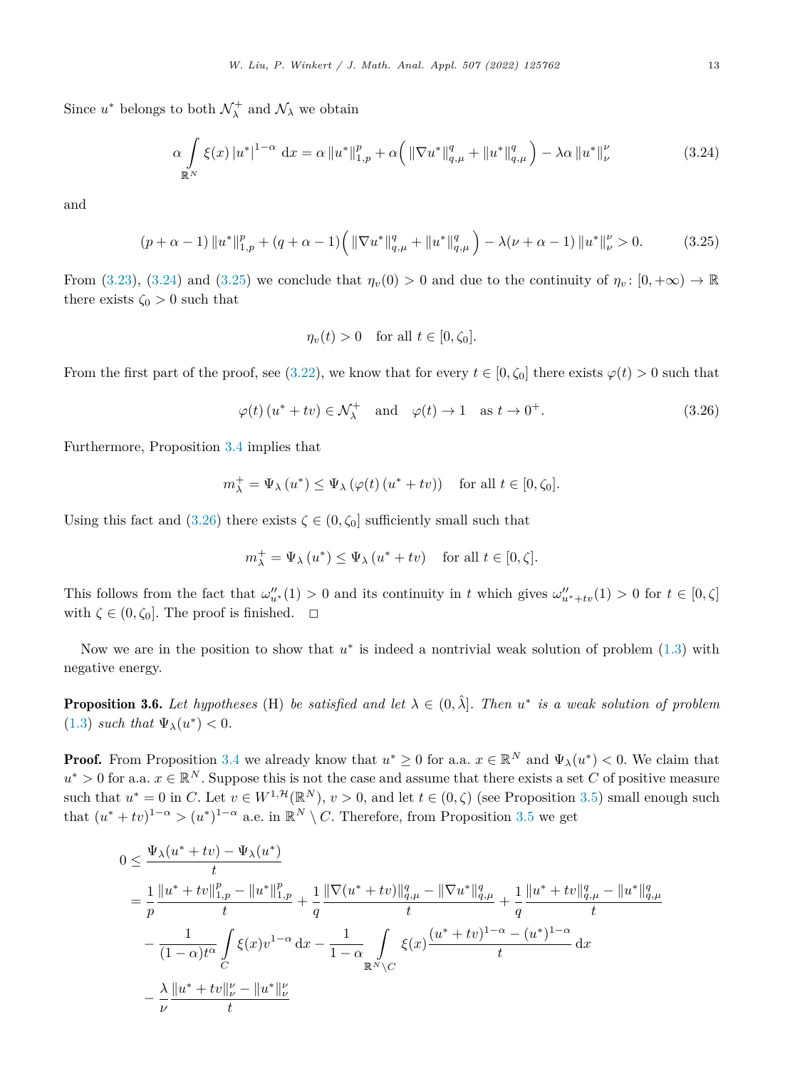Since $u^*$ belongs to both $\mathcal{N}_\lambda^+$ and $\mathcal{N}_\lambda$ we obtain

$$\alpha \int_{\mathbb{R}^N} \xi(x) |u^*|^{1-\alpha} \, \mathrm{d}x = \alpha \|u^*\|_{1,p}^p + \alpha\Big( \|\nabla u^*\|_{q,\mu}^q + \|u^*\|_{q,\mu}^q \Big) - \lambda\alpha \|u^*\|_\nu^\nu \tag{3.24}$$

and

$$(p+\alpha-1) \|u^*\|_{1,p}^p + (q+\alpha-1)\Big( \|\nabla u^*\|_{q,\mu}^q + \|u^*\|_{q,\mu}^q \Big) - \lambda(\nu+\alpha-1) \|u^*\|_\nu^\nu > 0. \tag{3.25}$$

From (3.23), (3.24) and (3.25) we conclude that $\eta_v(0) > 0$ and due to the continuity of $\eta_v \colon [0,+\infty) \to \mathbb{R}$ there exists $\zeta_0 > 0$ such that

$$\eta_v(t) > 0 \quad \text{for all } t \in [0, \zeta_0].$$

From the first part of the proof, see (3.22), we know that for every $t \in [0, \zeta_0]$ there exists $\varphi(t) > 0$ such that

$$\varphi(t)\,(u^* + tv) \in \mathcal{N}_\lambda^+ \quad \text{and} \quad \varphi(t) \to 1 \quad \text{as } t \to 0^+. \tag{3.26}$$

Furthermore, Proposition 3.4 implies that

$$m_\lambda^+ = \Psi_\lambda\,(u^*) \leq \Psi_\lambda\,(\varphi(t)\,(u^* + tv)) \quad \text{for all } t \in [0, \zeta_0].$$

Using this fact and (3.26) there exists $\zeta \in (0, \zeta_0]$ sufficiently small such that

$$m_\lambda^+ = \Psi_\lambda\,(u^*) \leq \Psi_\lambda\,(u^* + tv) \quad \text{for all } t \in [0, \zeta].$$

This follows from the fact that $\omega_{u^*}''(1) > 0$ and its continuity in $t$ which gives $\omega_{u^*+tv}''(1) > 0$ for $t \in [0, \zeta]$ with $\zeta \in (0, \zeta_0]$. The proof is finished. $\square$

Now we are in the position to show that $u^*$ is indeed a nontrivial weak solution of problem (1.3) with negative energy.

**Proposition 3.6.** *Let hypotheses* (H) *be satisfied and let $\lambda \in (0, \hat{\lambda}]$. Then $u^*$ is a weak solution of problem* (1.3) *such that $\Psi_\lambda(u^*) < 0$.*

**Proof.** From Proposition 3.4 we already know that $u^* \geq 0$ for a.a. $x \in \mathbb{R}^N$ and $\Psi_\lambda(u^*) < 0$. We claim that $u^* > 0$ for a.a. $x \in \mathbb{R}^N$. Suppose this is not the case and assume that there exists a set $C$ of positive measure such that $u^* = 0$ in $C$. Let $v \in W^{1,\mathcal{H}}(\mathbb{R}^N)$, $v > 0$, and let $t \in (0, \zeta)$ (see Proposition 3.5) small enough such that $(u^* + tv)^{1-\alpha} > (u^*)^{1-\alpha}$ a.e. in $\mathbb{R}^N \setminus C$. Therefore, from Proposition 3.5 we get

$$\begin{aligned}
0 &\leq \frac{\Psi_\lambda(u^* + tv) - \Psi_\lambda(u^*)}{t} \\
&= \frac{1}{p} \frac{\|u^* + tv\|_{1,p}^p - \|u^*\|_{1,p}^p}{t} + \frac{1}{q} \frac{\|\nabla(u^* + tv)\|_{q,\mu}^q - \|\nabla u^*\|_{q,\mu}^q}{t} + \frac{1}{q} \frac{\|u^* + tv\|_{q,\mu}^q - \|u^*\|_{q,\mu}^q}{t} \\
&\quad - \frac{1}{(1-\alpha)t^\alpha} \int_C \xi(x) v^{1-\alpha} \, \mathrm{d}x - \frac{1}{1-\alpha} \int_{\mathbb{R}^N \setminus C} \xi(x) \frac{(u^* + tv)^{1-\alpha} - (u^*)^{1-\alpha}}{t} \, \mathrm{d}x \\
&\quad - \frac{\lambda}{\nu} \frac{\|u^* + tv\|_\nu^\nu - \|u^*\|_\nu^\nu}{t}
\end{aligned}$$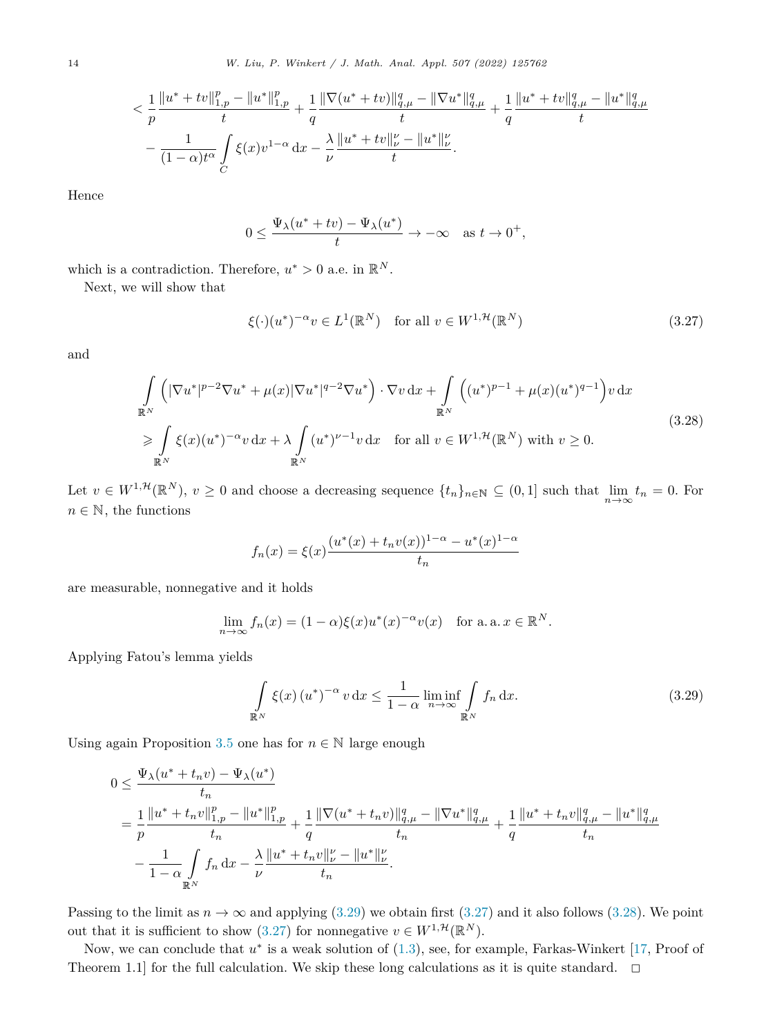$$
\begin{aligned}
&< \frac{1}{p}\frac{\|u^*+tv\|_{1,p}^p-\|u^*\|_{1,p}^p}{t}+\frac{1}{q}\frac{\|\nabla(u^*+tv)\|_{q,\mu}^q-\|\nabla u^*\|_{q,\mu}^q}{t}+\frac{1}{q}\frac{\|u^*+tv\|_{q,\mu}^q-\|u^*\|_{q,\mu}^q}{t}\\
&\quad -\frac{1}{(1-\alpha)t^\alpha}\int_C \xi(x)v^{1-\alpha}\,\mathrm{d}x-\frac{\lambda}{\nu}\frac{\|u^*+tv\|_\nu^\nu-\|u^*\|_\nu^\nu}{t}.
\end{aligned}
$$

Hence

$$
0\le \frac{\Psi_\lambda(u^*+tv)-\Psi_\lambda(u^*)}{t}\to -\infty \quad \text{as } t\to 0^+,
$$

which is a contradiction. Therefore, $u^*>0$ a.e. in $\mathbb{R}^N$.

Next, we will show that

$$
\xi(\cdot)(u^*)^{-\alpha}v\in L^1(\mathbb{R}^N)\quad \text{for all } v\in W^{1,\mathcal{H}}(\mathbb{R}^N) \tag{3.27}
$$

and

$$
\begin{aligned}
&\int_{\mathbb{R}^N}\left(|\nabla u^*|^{p-2}\nabla u^*+\mu(x)|\nabla u^*|^{q-2}\nabla u^*\right)\cdot\nabla v\,\mathrm{d}x+\int_{\mathbb{R}^N}\left((u^*)^{p-1}+\mu(x)(u^*)^{q-1}\right)v\,\mathrm{d}x\\
&\geqslant \int_{\mathbb{R}^N}\xi(x)(u^*)^{-\alpha}v\,\mathrm{d}x+\lambda\int_{\mathbb{R}^N}(u^*)^{\nu-1}v\,\mathrm{d}x\quad \text{for all } v\in W^{1,\mathcal{H}}(\mathbb{R}^N) \text{ with } v\ge 0.
\end{aligned}\tag{3.28}
$$

Let $v\in W^{1,\mathcal{H}}(\mathbb{R}^N)$, $v\ge 0$ and choose a decreasing sequence $\{t_n\}_{n\in\mathbb{N}}\subseteq(0,1]$ such that $\lim\limits_{n\to\infty}t_n=0$. For $n\in\mathbb{N}$, the functions

$$
f_n(x)=\xi(x)\frac{(u^*(x)+t_nv(x))^{1-\alpha}-u^*(x)^{1-\alpha}}{t_n}
$$

are measurable, nonnegative and it holds

$$
\lim_{n\to\infty}f_n(x)=(1-\alpha)\xi(x)u^*(x)^{-\alpha}v(x)\quad \text{for a. a. } x\in\mathbb{R}^N.
$$

Applying Fatou's lemma yields

$$
\int_{\mathbb{R}^N}\xi(x)\,(u^*)^{-\alpha}\,v\,\mathrm{d}x\le\frac{1}{1-\alpha}\liminf_{n\to\infty}\int_{\mathbb{R}^N}f_n\,\mathrm{d}x. \tag{3.29}
$$

Using again Proposition 3.5 one has for $n\in\mathbb{N}$ large enough

$$
\begin{aligned}
0&\le\frac{\Psi_\lambda(u^*+t_nv)-\Psi_\lambda(u^*)}{t_n}\\
&=\frac{1}{p}\frac{\|u^*+t_nv\|_{1,p}^p-\|u^*\|_{1,p}^p}{t_n}+\frac{1}{q}\frac{\|\nabla(u^*+t_nv)\|_{q,\mu}^q-\|\nabla u^*\|_{q,\mu}^q}{t_n}+\frac{1}{q}\frac{\|u^*+t_nv\|_{q,\mu}^q-\|u^*\|_{q,\mu}^q}{t_n}\\
&\quad-\frac{1}{1-\alpha}\int_{\mathbb{R}^N}f_n\,\mathrm{d}x-\frac{\lambda}{\nu}\frac{\|u^*+t_nv\|_\nu^\nu-\|u^*\|_\nu^\nu}{t_n}.
\end{aligned}
$$

Passing to the limit as $n\to\infty$ and applying (3.29) we obtain first (3.27) and it also follows (3.28). We point out that it is sufficient to show (3.27) for nonnegative $v\in W^{1,\mathcal{H}}(\mathbb{R}^N)$.

Now, we can conclude that $u^*$ is a weak solution of (1.3), see, for example, Farkas-Winkert [17, Proof of Theorem 1.1] for the full calculation. We skip these long calculations as it is quite standard. $\square$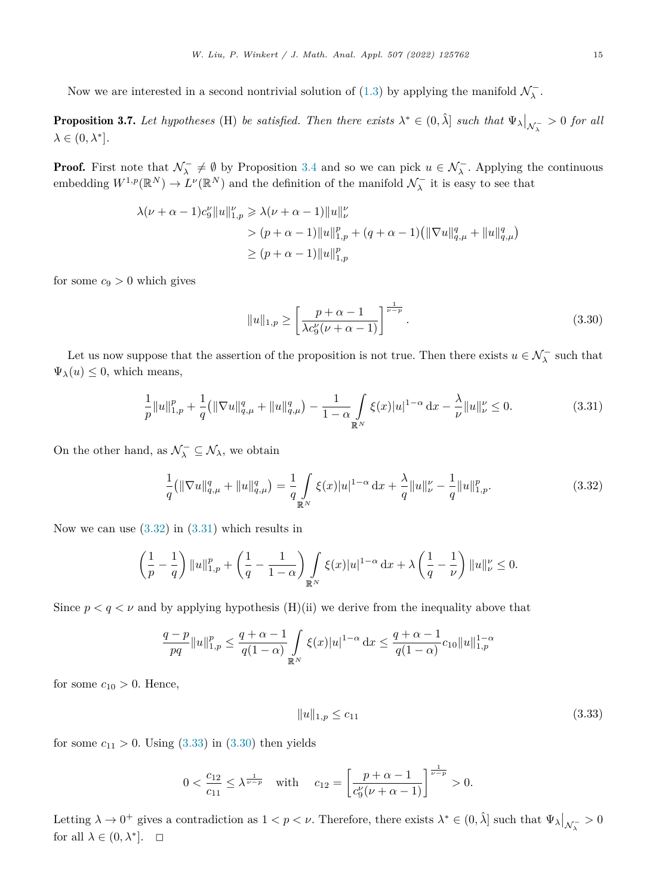Now we are interested in a second nontrivial solution of (1.3) by applying the manifold $\mathcal{N}_\lambda^-$.

**Proposition 3.7.** *Let hypotheses* (H) *be satisfied. Then there exists* $\lambda^* \in (0, \hat{\lambda}]$ *such that* $\Psi_\lambda\big|_{\mathcal{N}_\lambda^-} > 0$ *for all* $\lambda \in (0, \lambda^*]$.

**Proof.** First note that $\mathcal{N}_\lambda^- \neq \emptyset$ by Proposition 3.4 and so we can pick $u \in \mathcal{N}_\lambda^-$. Applying the continuous embedding $W^{1,p}(\mathbb{R}^N) \to L^\nu(\mathbb{R}^N)$ and the definition of the manifold $\mathcal{N}_\lambda^-$ it is easy to see that

$$\begin{aligned}
\lambda(\nu + \alpha - 1)c_9^\nu \|u\|_{1,p}^\nu &\geqslant \lambda(\nu + \alpha - 1)\|u\|_\nu^\nu \\
&> (p + \alpha - 1)\|u\|_{1,p}^p + (q + \alpha - 1)\big(\|\nabla u\|_{q,\mu}^q + \|u\|_{q,\mu}^q\big) \\
&\geq (p + \alpha - 1)\|u\|_{1,p}^p
\end{aligned}$$

for some $c_9 > 0$ which gives

$$\|u\|_{1,p} \geq \left[\frac{p + \alpha - 1}{\lambda c_9^\nu(\nu + \alpha - 1)}\right]^{\frac{1}{\nu - p}}. \tag{3.30}$$

Let us now suppose that the assertion of the proposition is not true. Then there exists $u \in \mathcal{N}_\lambda^-$ such that $\Psi_\lambda(u) \leq 0$, which means,

$$\frac{1}{p}\|u\|_{1,p}^p + \frac{1}{q}\big(\|\nabla u\|_{q,\mu}^q + \|u\|_{q,\mu}^q\big) - \frac{1}{1-\alpha}\int_{\mathbb{R}^N} \xi(x)|u|^{1-\alpha}\,\mathrm{d}x - \frac{\lambda}{\nu}\|u\|_\nu^\nu \leq 0. \tag{3.31}$$

On the other hand, as $\mathcal{N}_\lambda^- \subseteq \mathcal{N}_\lambda$, we obtain

$$\frac{1}{q}\big(\|\nabla u\|_{q,\mu}^q + \|u\|_{q,\mu}^q\big) = \frac{1}{q}\int_{\mathbb{R}^N} \xi(x)|u|^{1-\alpha}\,\mathrm{d}x + \frac{\lambda}{q}\|u\|_\nu^\nu - \frac{1}{q}\|u\|_{1,p}^p. \tag{3.32}$$

Now we can use (3.32) in (3.31) which results in

$$\left(\frac{1}{p} - \frac{1}{q}\right)\|u\|_{1,p}^p + \left(\frac{1}{q} - \frac{1}{1-\alpha}\right)\int_{\mathbb{R}^N} \xi(x)|u|^{1-\alpha}\,\mathrm{d}x + \lambda\left(\frac{1}{q} - \frac{1}{\nu}\right)\|u\|_\nu^\nu \leq 0.$$

Since $p < q < \nu$ and by applying hypothesis (H)(ii) we derive from the inequality above that

$$\frac{q-p}{pq}\|u\|_{1,p}^p \leq \frac{q + \alpha - 1}{q(1-\alpha)}\int_{\mathbb{R}^N} \xi(x)|u|^{1-\alpha}\,\mathrm{d}x \leq \frac{q + \alpha - 1}{q(1-\alpha)}c_{10}\|u\|_{1,p}^{1-\alpha}$$

for some $c_{10} > 0$. Hence,

$$\|u\|_{1,p} \leq c_{11} \tag{3.33}$$

for some $c_{11} > 0$. Using (3.33) in (3.30) then yields

$$0 < \frac{c_{12}}{c_{11}} \leq \lambda^{\frac{1}{\nu - p}} \quad \text{with} \quad c_{12} = \left[\frac{p + \alpha - 1}{c_9^\nu(\nu + \alpha - 1)}\right]^{\frac{1}{\nu - p}} > 0.$$

Letting $\lambda \to 0^+$ gives a contradiction as $1 < p < \nu$. Therefore, there exists $\lambda^* \in (0, \hat{\lambda}]$ such that $\Psi_\lambda\big|_{\mathcal{N}_\lambda^-} > 0$ for all $\lambda \in (0, \lambda^*]$. $\square$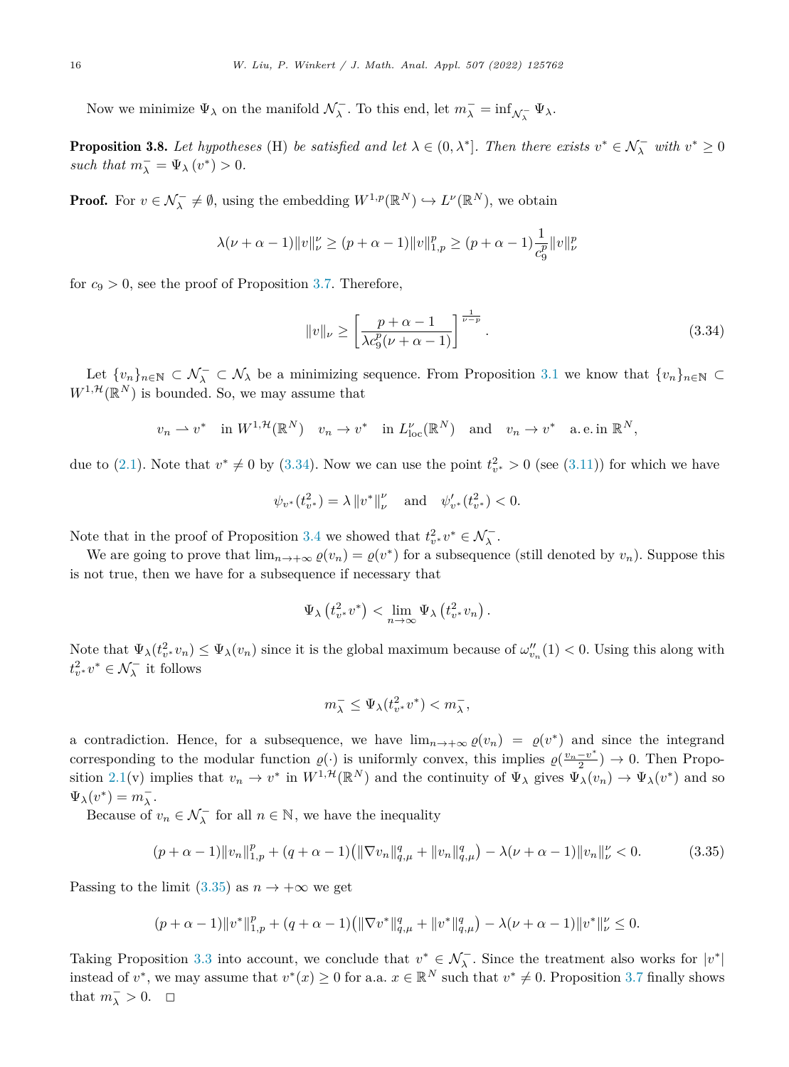Now we minimize $\Psi_\lambda$ on the manifold $\mathcal{N}_\lambda^-$. To this end, let $m_\lambda^- = \inf_{\mathcal{N}_\lambda^-} \Psi_\lambda$.

**Proposition 3.8.** *Let hypotheses* (H) *be satisfied and let* $\lambda \in (0, \lambda^*]$. *Then there exists* $v^* \in \mathcal{N}_\lambda^-$ *with* $v^* \geq 0$ *such that* $m_\lambda^- = \Psi_\lambda(v^*) > 0$.

**Proof.** For $v \in \mathcal{N}_\lambda^- \neq \emptyset$, using the embedding $W^{1,p}(\mathbb{R}^N) \hookrightarrow L^\nu(\mathbb{R}^N)$, we obtain

$$\lambda(\nu + \alpha - 1)\|v\|_\nu^\nu \geq (p + \alpha - 1)\|v\|_{1,p}^p \geq (p + \alpha - 1)\frac{1}{c_9^p}\|v\|_\nu^p$$

for $c_9 > 0$, see the proof of Proposition 3.7. Therefore,

$$\|v\|_\nu \geq \left[\frac{p + \alpha - 1}{\lambda c_9^p(\nu + \alpha - 1)}\right]^{\frac{1}{\nu - p}}. \tag{3.34}$$

Let $\{v_n\}_{n\in\mathbb{N}} \subset \mathcal{N}_\lambda^- \subset \mathcal{N}_\lambda$ be a minimizing sequence. From Proposition 3.1 we know that $\{v_n\}_{n\in\mathbb{N}} \subset W^{1,\mathcal{H}}(\mathbb{R}^N)$ is bounded. So, we may assume that

$$v_n \rightharpoonup v^* \quad \text{in } W^{1,\mathcal{H}}(\mathbb{R}^N) \quad v_n \to v^* \quad \text{in } L^\nu_{\text{loc}}(\mathbb{R}^N) \quad \text{and} \quad v_n \to v^* \quad \text{a.e. in } \mathbb{R}^N,$$

due to (2.1). Note that $v^* \neq 0$ by (3.34). Now we can use the point $t_{v^*}^2 > 0$ (see (3.11)) for which we have

$$\psi_{v^*}(t_{v^*}^2) = \lambda \|v^*\|_\nu^\nu \quad \text{and} \quad \psi_{v^*}'(t_{v^*}^2) < 0.$$

Note that in the proof of Proposition 3.4 we showed that $t_{v^*}^2 v^* \in \mathcal{N}_\lambda^-$.

We are going to prove that $\lim_{n\to+\infty} \varrho(v_n) = \varrho(v^*)$ for a subsequence (still denoted by $v_n$). Suppose this is not true, then we have for a subsequence if necessary that

$$\Psi_\lambda\left(t_{v^*}^2 v^*\right) < \lim_{n\to\infty} \Psi_\lambda\left(t_{v^*}^2 v_n\right).$$

Note that $\Psi_\lambda(t_{v^*}^2 v_n) \leq \Psi_\lambda(v_n)$ since it is the global maximum because of $\omega_{v_n}''(1) < 0$. Using this along with $t_{v^*}^2 v^* \in \mathcal{N}_\lambda^-$ it follows

$$m_\lambda^- \leq \Psi_\lambda(t_{v^*}^2 v^*) < m_\lambda^-,$$

a contradiction. Hence, for a subsequence, we have $\lim_{n\to+\infty} \varrho(v_n) = \varrho(v^*)$ and since the integrand corresponding to the modular function $\varrho(\cdot)$ is uniformly convex, this implies $\varrho(\frac{v_n - v^*}{2}) \to 0$. Then Proposition 2.1(v) implies that $v_n \to v^*$ in $W^{1,\mathcal{H}}(\mathbb{R}^N)$ and the continuity of $\Psi_\lambda$ gives $\Psi_\lambda(v_n) \to \Psi_\lambda(v^*)$ and so $\Psi_\lambda(v^*) = m_\lambda^-$.

Because of $v_n \in \mathcal{N}_\lambda^-$ for all $n \in \mathbb{N}$, we have the inequality

$$(p + \alpha - 1)\|v_n\|_{1,p}^p + (q + \alpha - 1)\left(\|\nabla v_n\|_{q,\mu}^q + \|v_n\|_{q,\mu}^q\right) - \lambda(\nu + \alpha - 1)\|v_n\|_\nu^\nu < 0. \tag{3.35}$$

Passing to the limit (3.35) as $n \to +\infty$ we get

$$(p + \alpha - 1)\|v^*\|_{1,p}^p + (q + \alpha - 1)\left(\|\nabla v^*\|_{q,\mu}^q + \|v^*\|_{q,\mu}^q\right) - \lambda(\nu + \alpha - 1)\|v^*\|_\nu^\nu \leq 0.$$

Taking Proposition 3.3 into account, we conclude that $v^* \in \mathcal{N}_\lambda^-$. Since the treatment also works for $|v^*|$ instead of $v^*$, we may assume that $v^*(x) \geq 0$ for a.a. $x \in \mathbb{R}^N$ such that $v^* \neq 0$. Proposition 3.7 finally shows that $m_\lambda^- > 0$. $\square$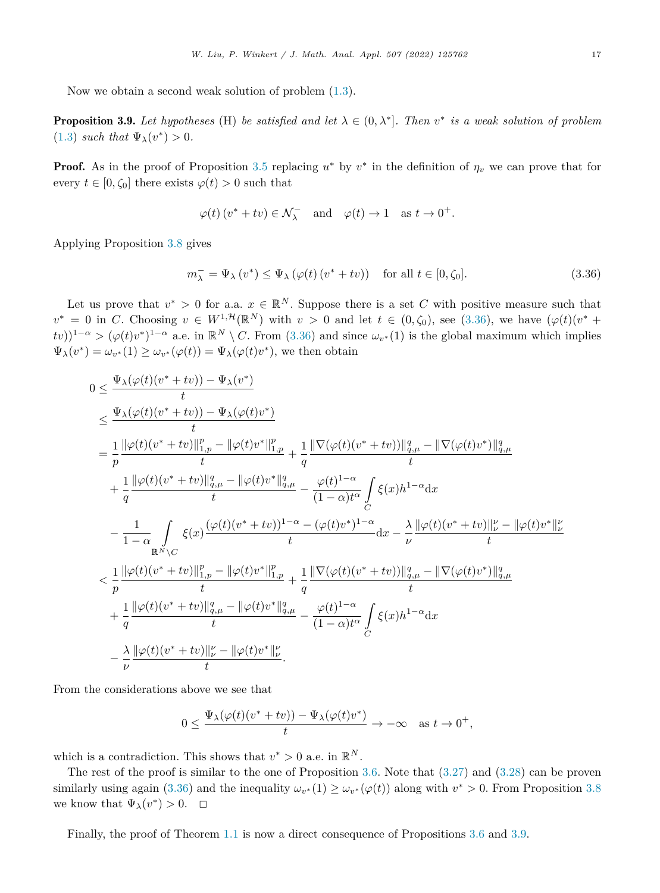Now we obtain a second weak solution of problem (1.3).

**Proposition 3.9.** *Let hypotheses* (H) *be satisfied and let* $\lambda \in (0, \lambda^*]$. *Then* $v^*$ *is a weak solution of problem* (1.3) *such that* $\Psi_\lambda(v^*) > 0$.

**Proof.** As in the proof of Proposition 3.5 replacing $u^*$ by $v^*$ in the definition of $\eta_v$ we can prove that for every $t \in [0, \zeta_0]$ there exists $\varphi(t) > 0$ such that

$$\varphi(t)\,(v^* + tv) \in \mathcal{N}_\lambda^- \quad \text{and} \quad \varphi(t) \to 1 \quad \text{as } t \to 0^+.$$

Applying Proposition 3.8 gives

$$m_\lambda^- = \Psi_\lambda\left(v^*\right) \leq \Psi_\lambda\left(\varphi(t)\left(v^* + tv\right)\right) \quad \text{for all } t \in [0, \zeta_0]. \tag{3.36}$$

Let us prove that $v^* > 0$ for a.a. $x \in \mathbb{R}^N$. Suppose there is a set $C$ with positive measure such that $v^* = 0$ in $C$. Choosing $v \in W^{1,\mathcal{H}}(\mathbb{R}^N)$ with $v > 0$ and let $t \in (0, \zeta_0)$, see (3.36), we have $(\varphi(t)(v^* + tv))^{1-\alpha} > (\varphi(t)v^*)^{1-\alpha}$ a.e. in $\mathbb{R}^N \setminus C$. From (3.36) and since $\omega_{v^*}(1)$ is the global maximum which implies $\Psi_\lambda(v^*) = \omega_{v^*}(1) \geq \omega_{v^*}(\varphi(t)) = \Psi_\lambda(\varphi(t)v^*)$, we then obtain

$$\begin{aligned}
0 &\leq \frac{\Psi_\lambda(\varphi(t)(v^* + tv)) - \Psi_\lambda(v^*)}{t} \\
&\leq \frac{\Psi_\lambda(\varphi(t)(v^* + tv)) - \Psi_\lambda(\varphi(t)v^*)}{t} \\
&= \frac{1}{p}\frac{\|\varphi(t)(v^* + tv)\|_{1,p}^p - \|\varphi(t)v^*\|_{1,p}^p}{t} + \frac{1}{q}\frac{\|\nabla(\varphi(t)(v^* + tv))\|_{q,\mu}^q - \|\nabla(\varphi(t)v^*)\|_{q,\mu}^q}{t} \\
&\quad + \frac{1}{q}\frac{\|\varphi(t)(v^* + tv)\|_{q,\mu}^q - \|\varphi(t)v^*\|_{q,\mu}^q}{t} - \frac{\varphi(t)^{1-\alpha}}{(1-\alpha)t^\alpha}\int\limits_C \xi(x)h^{1-\alpha}\mathrm{d}x \\
&\quad - \frac{1}{1-\alpha}\int\limits_{\mathbb{R}^N \setminus C} \xi(x)\frac{(\varphi(t)(v^* + tv))^{1-\alpha} - (\varphi(t)v^*)^{1-\alpha}}{t}\mathrm{d}x - \frac{\lambda}{\nu}\frac{\|\varphi(t)(v^* + tv)\|_\nu^\nu - \|\varphi(t)v^*\|_\nu^\nu}{t} \\
&< \frac{1}{p}\frac{\|\varphi(t)(v^* + tv)\|_{1,p}^p - \|\varphi(t)v^*\|_{1,p}^p}{t} + \frac{1}{q}\frac{\|\nabla(\varphi(t)(v^* + tv))\|_{q,\mu}^q - \|\nabla(\varphi(t)v^*)\|_{q,\mu}^q}{t} \\
&\quad + \frac{1}{q}\frac{\|\varphi(t)(v^* + tv)\|_{q,\mu}^q - \|\varphi(t)v^*\|_{q,\mu}^q}{t} - \frac{\varphi(t)^{1-\alpha}}{(1-\alpha)t^\alpha}\int\limits_C \xi(x)h^{1-\alpha}\mathrm{d}x \\
&\quad - \frac{\lambda}{\nu}\frac{\|\varphi(t)(v^* + tv)\|_\nu^\nu - \|\varphi(t)v^*\|_\nu^\nu}{t}.
\end{aligned}$$

From the considerations above we see that

$$0 \leq \frac{\Psi_\lambda(\varphi(t)(v^* + tv)) - \Psi_\lambda(\varphi(t)v^*)}{t} \to -\infty \quad \text{as } t \to 0^+,$$

which is a contradiction. This shows that $v^* > 0$ a.e. in $\mathbb{R}^N$.

The rest of the proof is similar to the one of Proposition 3.6. Note that (3.27) and (3.28) can be proven similarly using again (3.36) and the inequality $\omega_{v^*}(1) \geq \omega_{v^*}(\varphi(t))$ along with $v^* > 0$. From Proposition 3.8 we know that $\Psi_\lambda(v^*) > 0$. $\square$

Finally, the proof of Theorem 1.1 is now a direct consequence of Propositions 3.6 and 3.9.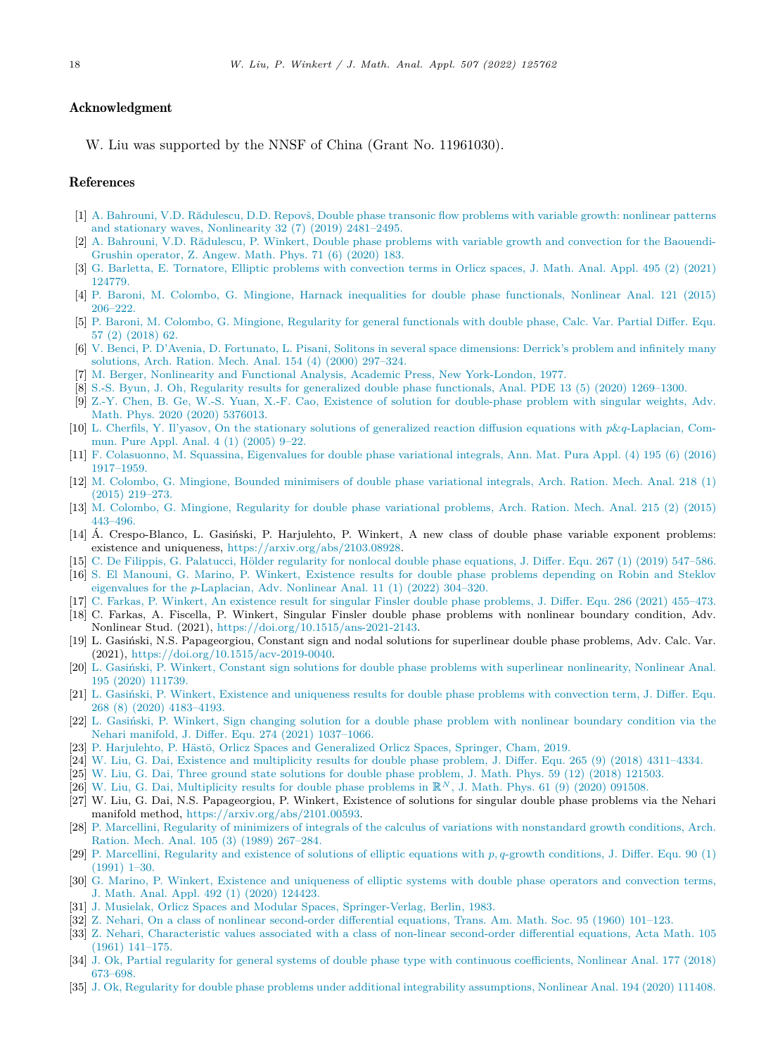## Acknowledgment

W. Liu was supported by the NNSF of China (Grant No. 11961030).

## References

[1] A. Bahrouni, V.D. Rădulescu, D.D. Repovš, Double phase transonic flow problems with variable growth: nonlinear patterns and stationary waves, Nonlinearity 32 (7) (2019) 2481–2495.

[2] A. Bahrouni, V.D. Rădulescu, P. Winkert, Double phase problems with variable growth and convection for the Baouendi-Grushin operator, Z. Angew. Math. Phys. 71 (6) (2020) 183.

[3] G. Barletta, E. Tornatore, Elliptic problems with convection terms in Orlicz spaces, J. Math. Anal. Appl. 495 (2) (2021) 124779.

[4] P. Baroni, M. Colombo, G. Mingione, Harnack inequalities for double phase functionals, Nonlinear Anal. 121 (2015) 206–222.

[5] P. Baroni, M. Colombo, G. Mingione, Regularity for general functionals with double phase, Calc. Var. Partial Differ. Equ. 57 (2) (2018) 62.

[6] V. Benci, P. D'Avenia, D. Fortunato, L. Pisani, Solitons in several space dimensions: Derrick's problem and infinitely many solutions, Arch. Ration. Mech. Anal. 154 (4) (2000) 297–324.

[7] M. Berger, Nonlinearity and Functional Analysis, Academic Press, New York-London, 1977.

[8] S.-S. Byun, J. Oh, Regularity results for generalized double phase functionals, Anal. PDE 13 (5) (2020) 1269–1300.

[9] Z.-Y. Chen, B. Ge, W.-S. Yuan, X.-F. Cao, Existence of solution for double-phase problem with singular weights, Adv. Math. Phys. 2020 (2020) 5376013.

[10] L. Cherfils, Y. Il'yasov, On the stationary solutions of generalized reaction diffusion equations with $p\&q$-Laplacian, Commun. Pure Appl. Anal. 4 (1) (2005) 9–22.

[11] F. Colasuonno, M. Squassina, Eigenvalues for double phase variational integrals, Ann. Mat. Pura Appl. (4) 195 (6) (2016) 1917–1959.

[12] M. Colombo, G. Mingione, Bounded minimisers of double phase variational integrals, Arch. Ration. Mech. Anal. 218 (1) (2015) 219–273.

[13] M. Colombo, G. Mingione, Regularity for double phase variational problems, Arch. Ration. Mech. Anal. 215 (2) (2015) 443–496.

[14] Á. Crespo-Blanco, L. Gasiński, P. Harjulehto, P. Winkert, A new class of double phase variable exponent problems: existence and uniqueness, https://arxiv.org/abs/2103.08928.

[15] C. De Filippis, G. Palatucci, Hölder regularity for nonlocal double phase equations, J. Differ. Equ. 267 (1) (2019) 547–586.

[16] S. El Manouni, G. Marino, P. Winkert, Existence results for double phase problems depending on Robin and Steklov eigenvalues for the $p$-Laplacian, Adv. Nonlinear Anal. 11 (1) (2022) 304–320.

[17] C. Farkas, P. Winkert, An existence result for singular Finsler double phase problems, J. Differ. Equ. 286 (2021) 455–473.

[18] C. Farkas, A. Fiscella, P. Winkert, Singular Finsler double phase problems with nonlinear boundary condition, Adv. Nonlinear Stud. (2021), https://doi.org/10.1515/ans-2021-2143.

[19] L. Gasiński, N.S. Papageorgiou, Constant sign and nodal solutions for superlinear double phase problems, Adv. Calc. Var. (2021), https://doi.org/10.1515/acv-2019-0040.

[20] L. Gasiński, P. Winkert, Constant sign solutions for double phase problems with superlinear nonlinearity, Nonlinear Anal. 195 (2020) 111739.

[21] L. Gasiński, P. Winkert, Existence and uniqueness results for double phase problems with convection term, J. Differ. Equ. 268 (8) (2020) 4183–4193.

[22] L. Gasiński, P. Winkert, Sign changing solution for a double phase problem with nonlinear boundary condition via the Nehari manifold, J. Differ. Equ. 274 (2021) 1037–1066.

[23] P. Harjulehto, P. Hästö, Orlicz Spaces and Generalized Orlicz Spaces, Springer, Cham, 2019.

[24] W. Liu, G. Dai, Existence and multiplicity results for double phase problem, J. Differ. Equ. 265 (9) (2018) 4311–4334.

[25] W. Liu, G. Dai, Three ground state solutions for double phase problem, J. Math. Phys. 59 (12) (2018) 121503.

[26] W. Liu, G. Dai, Multiplicity results for double phase problems in $\mathbb{R}^N$, J. Math. Phys. 61 (9) (2020) 091508.

[27] W. Liu, G. Dai, N.S. Papageorgiou, P. Winkert, Existence of solutions for singular double phase problems via the Nehari manifold method, https://arxiv.org/abs/2101.00593.

[28] P. Marcellini, Regularity of minimizers of integrals of the calculus of variations with nonstandard growth conditions, Arch. Ration. Mech. Anal. 105 (3) (1989) 267–284.

[29] P. Marcellini, Regularity and existence of solutions of elliptic equations with $p, q$-growth conditions, J. Differ. Equ. 90 (1) (1991) 1–30.

[30] G. Marino, P. Winkert, Existence and uniqueness of elliptic systems with double phase operators and convection terms, J. Math. Anal. Appl. 492 (1) (2020) 124423.

[31] J. Musielak, Orlicz Spaces and Modular Spaces, Springer-Verlag, Berlin, 1983.

[32] Z. Nehari, On a class of nonlinear second-order differential equations, Trans. Am. Math. Soc. 95 (1960) 101–123.

[33] Z. Nehari, Characteristic values associated with a class of non-linear second-order differential equations, Acta Math. 105 (1961) 141–175.

[34] J. Ok, Partial regularity for general systems of double phase type with continuous coefficients, Nonlinear Anal. 177 (2018) 673–698.

[35] J. Ok, Regularity for double phase problems under additional integrability assumptions, Nonlinear Anal. 194 (2020) 111408.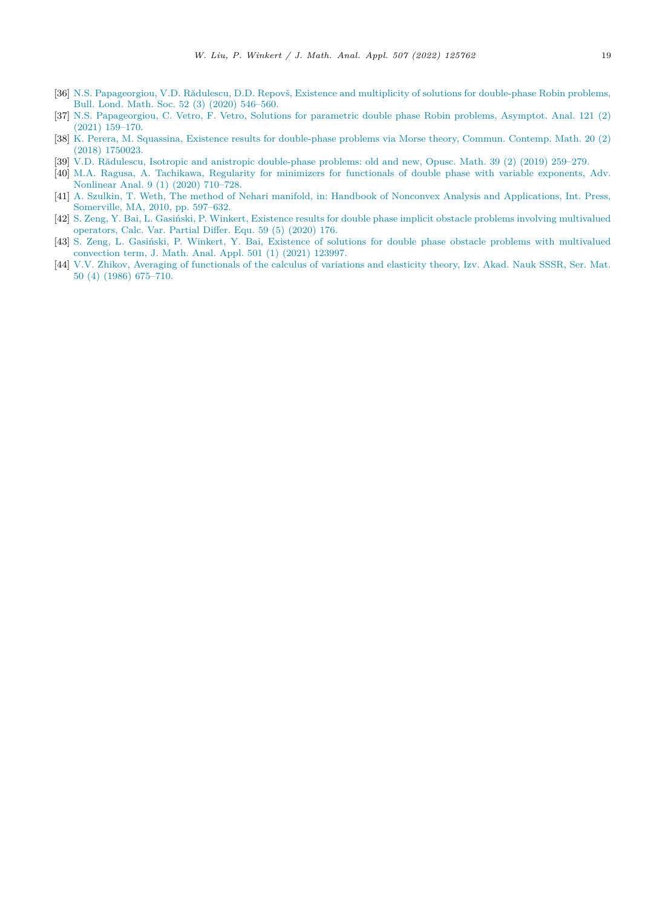[36] N.S. Papageorgiou, V.D. Rădulescu, D.D. Repovš, Existence and multiplicity of solutions for double-phase Robin problems, Bull. Lond. Math. Soc. 52 (3) (2020) 546–560.

[37] N.S. Papageorgiou, C. Vetro, F. Vetro, Solutions for parametric double phase Robin problems, Asymptot. Anal. 121 (2) (2021) 159–170.

[38] K. Perera, M. Squassina, Existence results for double-phase problems via Morse theory, Commun. Contemp. Math. 20 (2) (2018) 1750023.

[39] V.D. Rădulescu, Isotropic and anistropic double-phase problems: old and new, Opusc. Math. 39 (2) (2019) 259–279.

[40] M.A. Ragusa, A. Tachikawa, Regularity for minimizers for functionals of double phase with variable exponents, Adv. Nonlinear Anal. 9 (1) (2020) 710–728.

[41] A. Szulkin, T. Weth, The method of Nehari manifold, in: Handbook of Nonconvex Analysis and Applications, Int. Press, Somerville, MA, 2010, pp. 597–632.

[42] S. Zeng, Y. Bai, L. Gasiński, P. Winkert, Existence results for double phase implicit obstacle problems involving multivalued operators, Calc. Var. Partial Differ. Equ. 59 (5) (2020) 176.

[43] S. Zeng, L. Gasiński, P. Winkert, Y. Bai, Existence of solutions for double phase obstacle problems with multivalued convection term, J. Math. Anal. Appl. 501 (1) (2021) 123997.

[44] V.V. Zhikov, Averaging of functionals of the calculus of variations and elasticity theory, Izv. Akad. Nauk SSSR, Ser. Mat. 50 (4) (1986) 675–710.